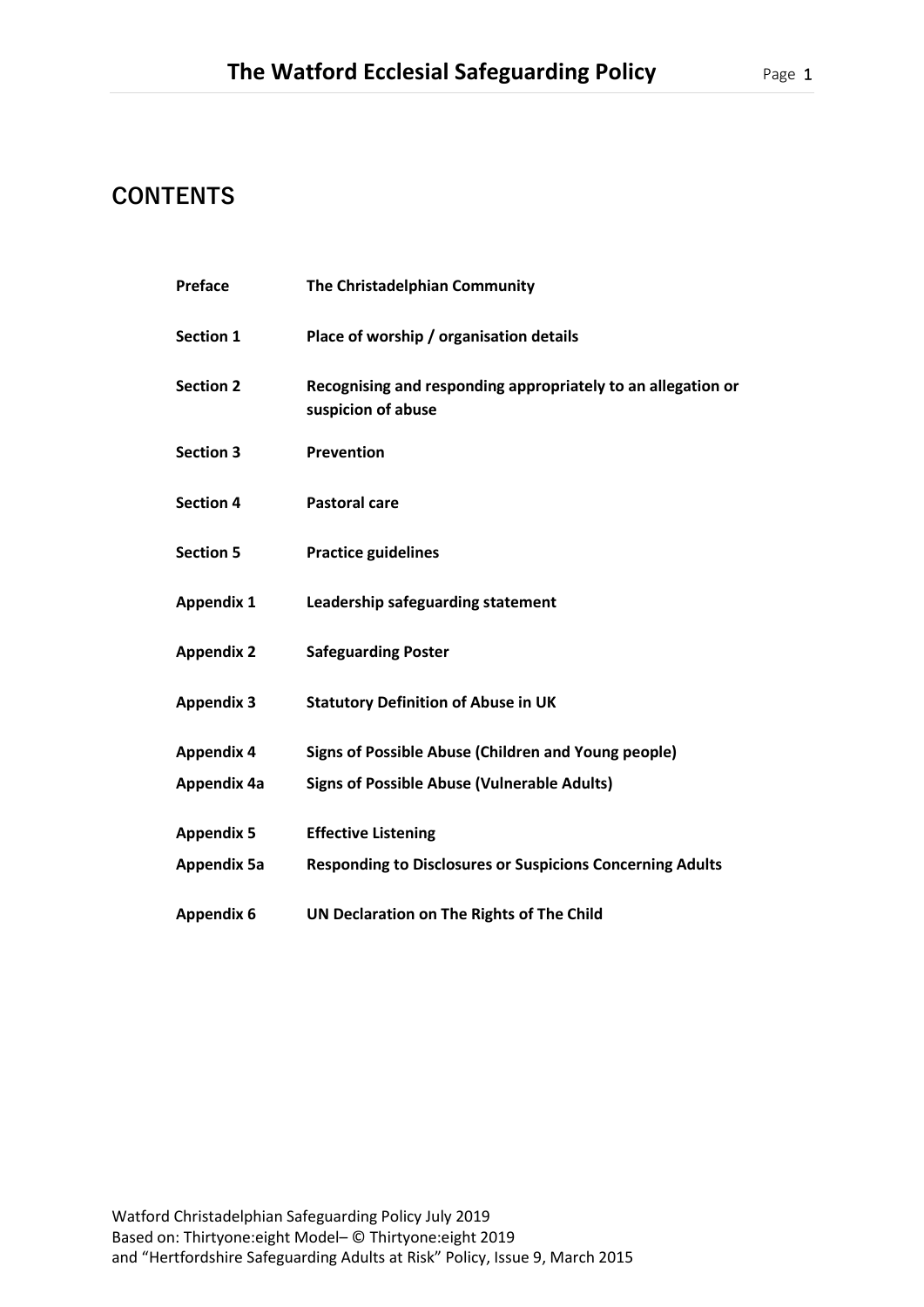# CONTENTS

| | |
|---|---|
| **Preface** | **The Christadelphian Community** |
| **Section 1** | **Place of worship / organisation details** |
| **Section 2** | **Recognising and responding appropriately to an allegation or suspicion of abuse** |
| **Section 3** | **Prevention** |
| **Section 4** | **Pastoral care** |
| **Section 5** | **Practice guidelines** |
| **Appendix 1** | **Leadership safeguarding statement** |
| **Appendix 2** | **Safeguarding Poster** |
| **Appendix 3** | **Statutory Definition of Abuse in UK** |
| **Appendix 4** | **Signs of Possible Abuse (Children and Young people)** |
| **Appendix 4a** | **Signs of Possible Abuse (Vulnerable Adults)** |
| **Appendix 5** | **Effective Listening** |
| **Appendix 5a** | **Responding to Disclosures or Suspicions Concerning Adults** |
| **Appendix 6** | **UN Declaration on The Rights of The Child** |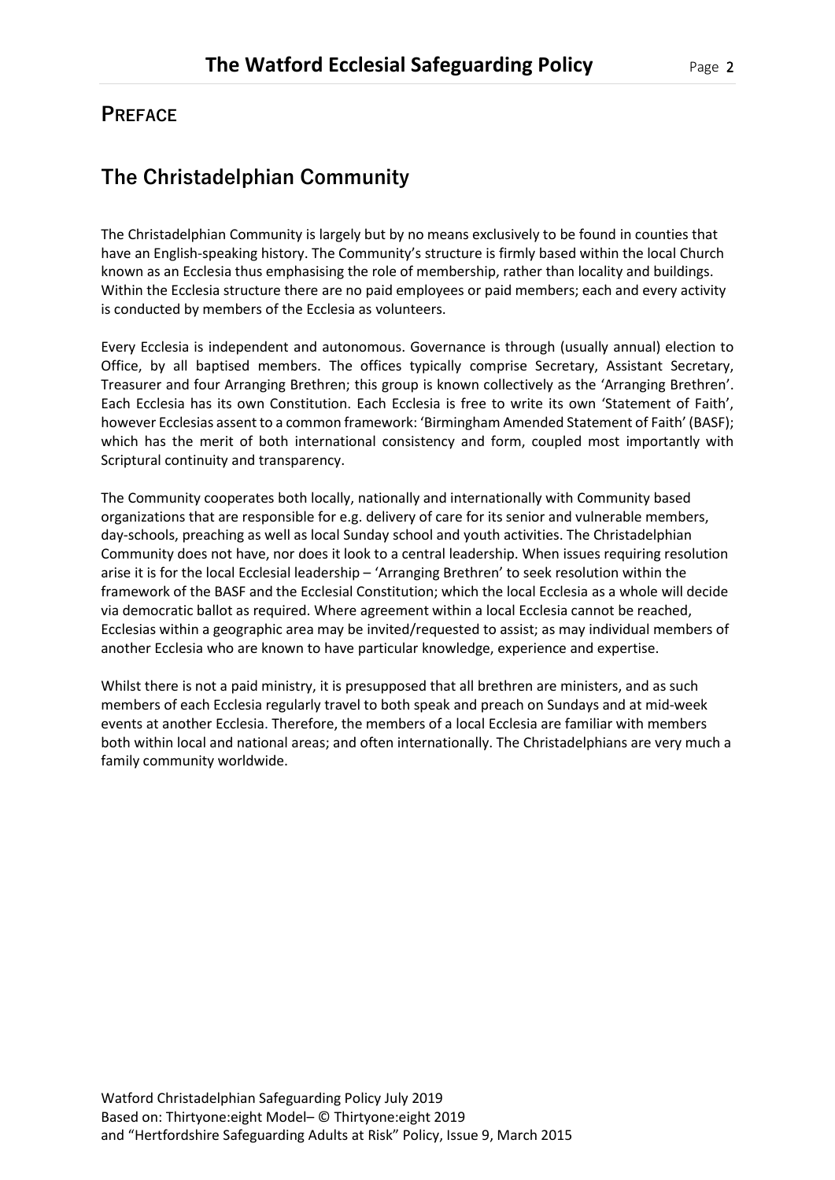## PREFACE

## The Christadelphian Community

The Christadelphian Community is largely but by no means exclusively to be found in counties that have an English-speaking history. The Community's structure is firmly based within the local Church known as an Ecclesia thus emphasising the role of membership, rather than locality and buildings. Within the Ecclesia structure there are no paid employees or paid members; each and every activity is conducted by members of the Ecclesia as volunteers.

Every Ecclesia is independent and autonomous. Governance is through (usually annual) election to Office, by all baptised members. The offices typically comprise Secretary, Assistant Secretary, Treasurer and four Arranging Brethren; this group is known collectively as the 'Arranging Brethren'. Each Ecclesia has its own Constitution. Each Ecclesia is free to write its own 'Statement of Faith', however Ecclesias assent to a common framework: 'Birmingham Amended Statement of Faith' (BASF); which has the merit of both international consistency and form, coupled most importantly with Scriptural continuity and transparency.

The Community cooperates both locally, nationally and internationally with Community based organizations that are responsible for e.g. delivery of care for its senior and vulnerable members, day-schools, preaching as well as local Sunday school and youth activities. The Christadelphian Community does not have, nor does it look to a central leadership. When issues requiring resolution arise it is for the local Ecclesial leadership – 'Arranging Brethren' to seek resolution within the framework of the BASF and the Ecclesial Constitution; which the local Ecclesia as a whole will decide via democratic ballot as required. Where agreement within a local Ecclesia cannot be reached, Ecclesias within a geographic area may be invited/requested to assist; as may individual members of another Ecclesia who are known to have particular knowledge, experience and expertise.

Whilst there is not a paid ministry, it is presupposed that all brethren are ministers, and as such members of each Ecclesia regularly travel to both speak and preach on Sundays and at mid-week events at another Ecclesia. Therefore, the members of a local Ecclesia are familiar with members both within local and national areas; and often internationally. The Christadelphians are very much a family community worldwide.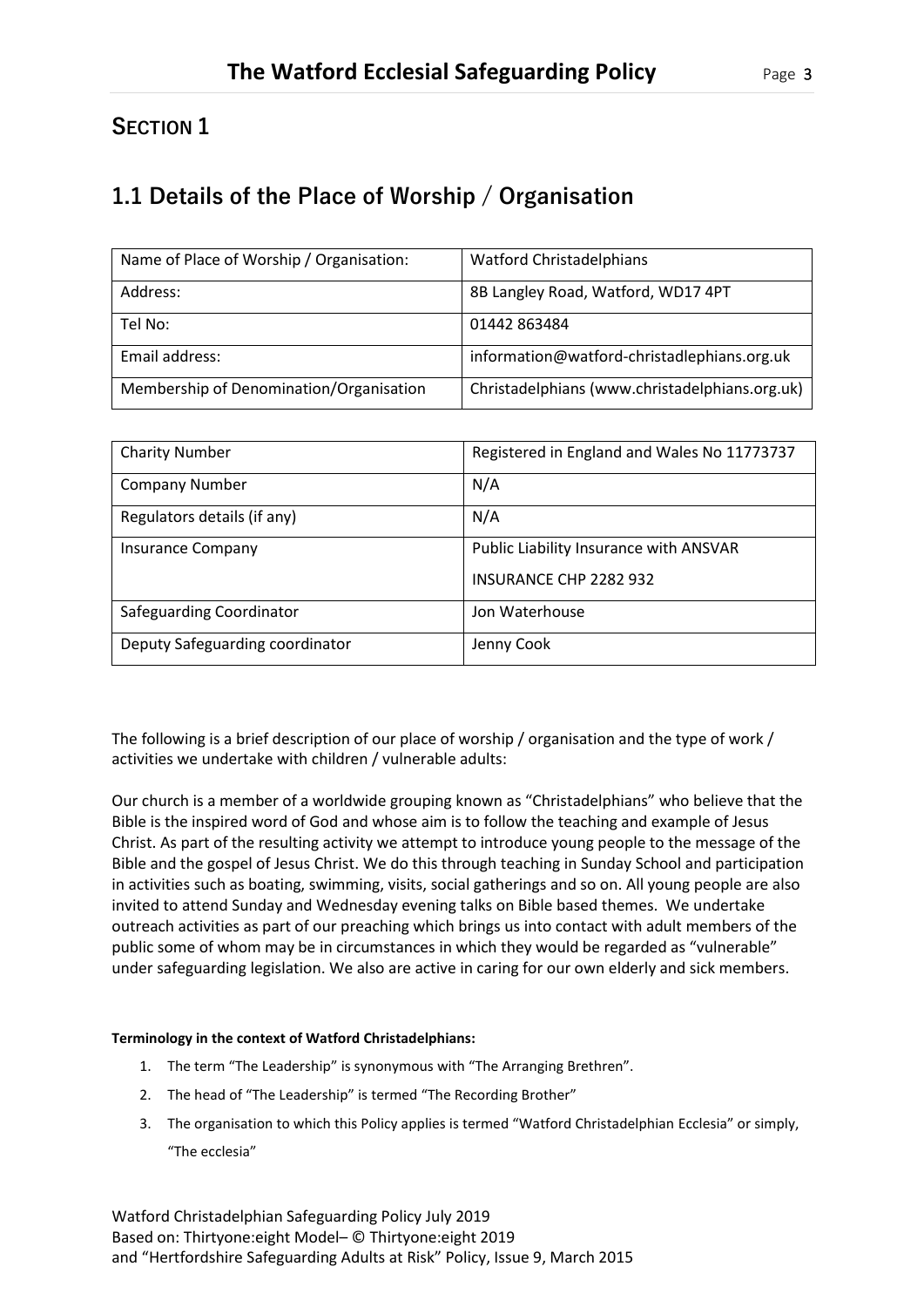## SECTION 1

## 1.1 Details of the Place of Worship / Organisation

| Name of Place of Worship / Organisation: | Watford Christadelphians |
|---|---|
| Address: | 8B Langley Road, Watford, WD17 4PT |
| Tel No: | 01442 863484 |
| Email address: | information@watford-christadlephians.org.uk |
| Membership of Denomination/Organisation | Christadelphians (www.christadelphians.org.uk) |

| Charity Number | Registered in England and Wales No 11773737 |
|---|---|
| Company Number | N/A |
| Regulators details (if any) | N/A |
| Insurance Company | Public Liability Insurance with ANSVAR<br>INSURANCE CHP 2282 932 |
| Safeguarding Coordinator | Jon Waterhouse |
| Deputy Safeguarding coordinator | Jenny Cook |

The following is a brief description of our place of worship / organisation and the type of work / activities we undertake with children / vulnerable adults:

Our church is a member of a worldwide grouping known as "Christadelphians" who believe that the Bible is the inspired word of God and whose aim is to follow the teaching and example of Jesus Christ. As part of the resulting activity we attempt to introduce young people to the message of the Bible and the gospel of Jesus Christ. We do this through teaching in Sunday School and participation in activities such as boating, swimming, visits, social gatherings and so on. All young people are also invited to attend Sunday and Wednesday evening talks on Bible based themes. We undertake outreach activities as part of our preaching which brings us into contact with adult members of the public some of whom may be in circumstances in which they would be regarded as "vulnerable" under safeguarding legislation. We also are active in caring for our own elderly and sick members.

**Terminology in the context of Watford Christadelphians:**

1. The term "The Leadership" is synonymous with "The Arranging Brethren".
2. The head of "The Leadership" is termed "The Recording Brother"
3. The organisation to which this Policy applies is termed "Watford Christadelphian Ecclesia" or simply, "The ecclesia"

Watford Christadelphian Safeguarding Policy July 2019
Based on: Thirtyone:eight Model– © Thirtyone:eight 2019
and "Hertfordshire Safeguarding Adults at Risk" Policy, Issue 9, March 2015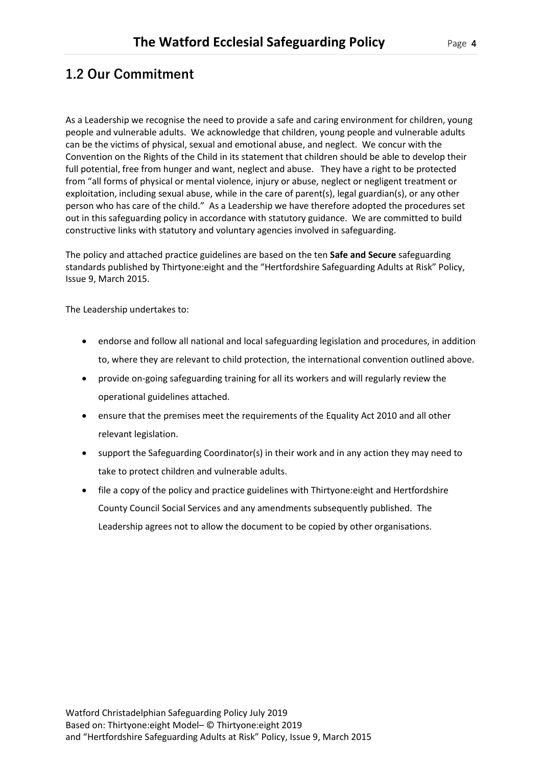## 1.2 Our Commitment

As a Leadership we recognise the need to provide a safe and caring environment for children, young people and vulnerable adults. We acknowledge that children, young people and vulnerable adults can be the victims of physical, sexual and emotional abuse, and neglect. We concur with the Convention on the Rights of the Child in its statement that children should be able to develop their full potential, free from hunger and want, neglect and abuse. They have a right to be protected from "all forms of physical or mental violence, injury or abuse, neglect or negligent treatment or exploitation, including sexual abuse, while in the care of parent(s), legal guardian(s), or any other person who has care of the child." As a Leadership we have therefore adopted the procedures set out in this safeguarding policy in accordance with statutory guidance. We are committed to build constructive links with statutory and voluntary agencies involved in safeguarding.

The policy and attached practice guidelines are based on the ten **Safe and Secure** safeguarding standards published by Thirtyone:eight and the "Hertfordshire Safeguarding Adults at Risk" Policy, Issue 9, March 2015.

The Leadership undertakes to:

- endorse and follow all national and local safeguarding legislation and procedures, in addition to, where they are relevant to child protection, the international convention outlined above.
- provide on-going safeguarding training for all its workers and will regularly review the operational guidelines attached.
- ensure that the premises meet the requirements of the Equality Act 2010 and all other relevant legislation.
- support the Safeguarding Coordinator(s) in their work and in any action they may need to take to protect children and vulnerable adults.
- file a copy of the policy and practice guidelines with Thirtyone:eight and Hertfordshire County Council Social Services and any amendments subsequently published. The Leadership agrees not to allow the document to be copied by other organisations.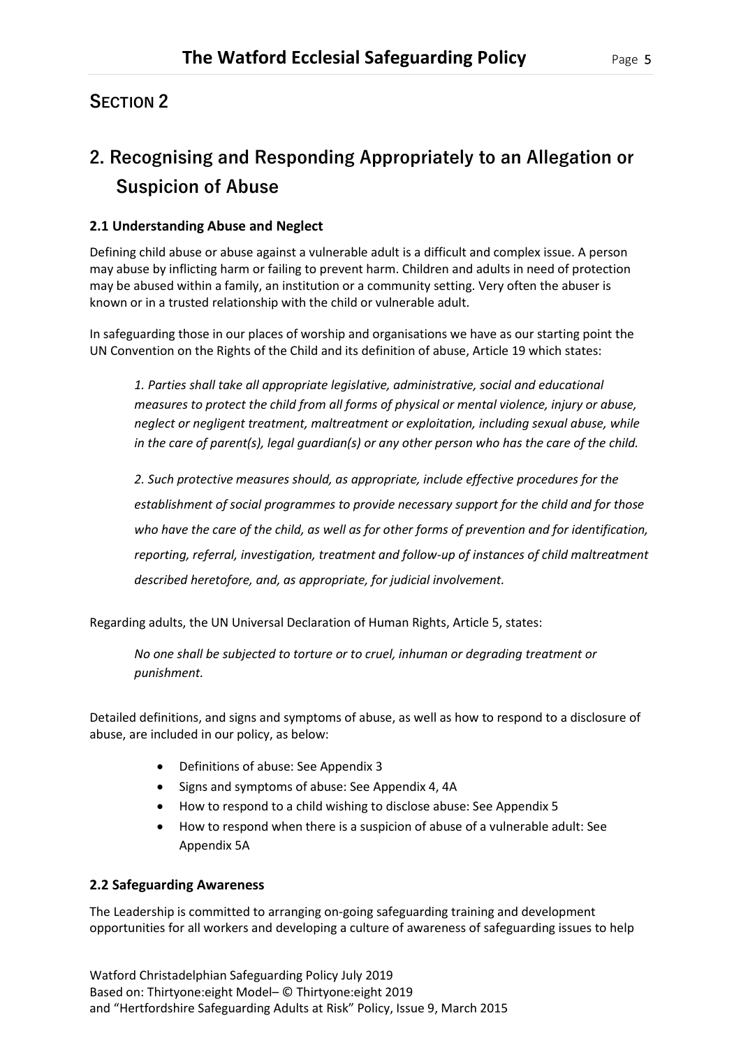## SECTION 2

# 2. Recognising and Responding Appropriately to an Allegation or Suspicion of Abuse

### 2.1 Understanding Abuse and Neglect

Defining child abuse or abuse against a vulnerable adult is a difficult and complex issue. A person may abuse by inflicting harm or failing to prevent harm. Children and adults in need of protection may be abused within a family, an institution or a community setting. Very often the abuser is known or in a trusted relationship with the child or vulnerable adult.

In safeguarding those in our places of worship and organisations we have as our starting point the UN Convention on the Rights of the Child and its definition of abuse, Article 19 which states:

> *1. Parties shall take all appropriate legislative, administrative, social and educational measures to protect the child from all forms of physical or mental violence, injury or abuse, neglect or negligent treatment, maltreatment or exploitation, including sexual abuse, while in the care of parent(s), legal guardian(s) or any other person who has the care of the child.*
>
> *2. Such protective measures should, as appropriate, include effective procedures for the establishment of social programmes to provide necessary support for the child and for those who have the care of the child, as well as for other forms of prevention and for identification, reporting, referral, investigation, treatment and follow-up of instances of child maltreatment described heretofore, and, as appropriate, for judicial involvement.*

Regarding adults, the UN Universal Declaration of Human Rights, Article 5, states:

> *No one shall be subjected to torture or to cruel, inhuman or degrading treatment or punishment.*

Detailed definitions, and signs and symptoms of abuse, as well as how to respond to a disclosure of abuse, are included in our policy, as below:

- Definitions of abuse: See Appendix 3
- Signs and symptoms of abuse: See Appendix 4, 4A
- How to respond to a child wishing to disclose abuse: See Appendix 5
- How to respond when there is a suspicion of abuse of a vulnerable adult: See Appendix 5A

### 2.2 Safeguarding Awareness

The Leadership is committed to arranging on-going safeguarding training and development opportunities for all workers and developing a culture of awareness of safeguarding issues to help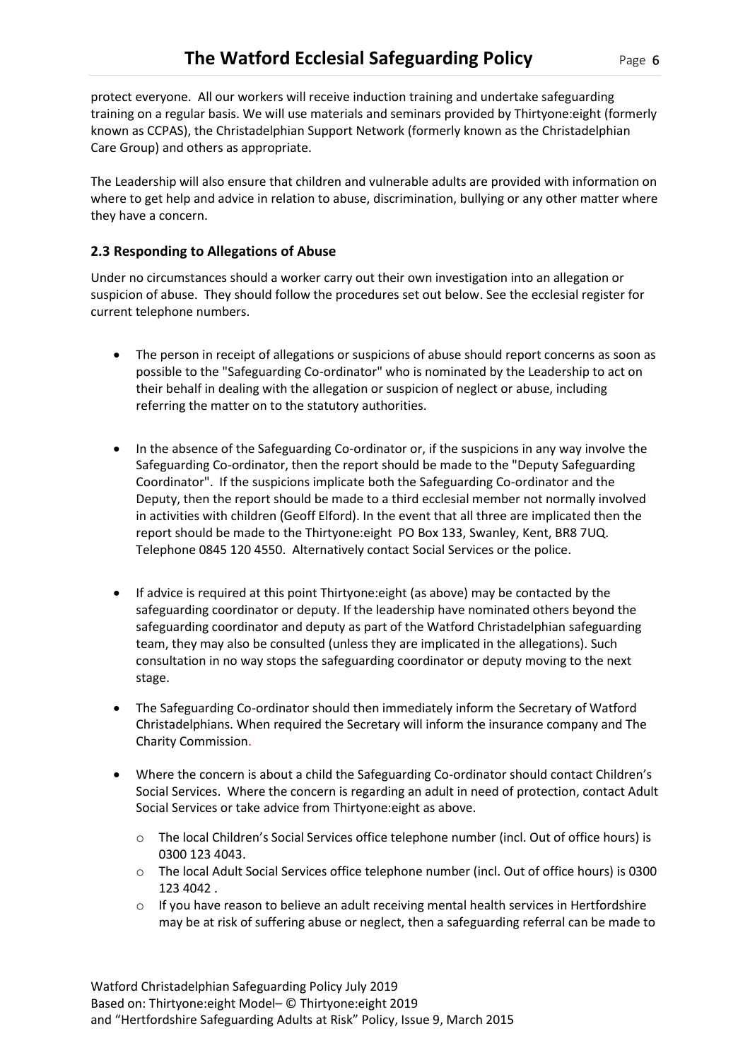protect everyone. All our workers will receive induction training and undertake safeguarding training on a regular basis. We will use materials and seminars provided by Thirtyone:eight (formerly known as CCPAS), the Christadelphian Support Network (formerly known as the Christadelphian Care Group) and others as appropriate.

The Leadership will also ensure that children and vulnerable adults are provided with information on where to get help and advice in relation to abuse, discrimination, bullying or any other matter where they have a concern.

### 2.3 Responding to Allegations of Abuse

Under no circumstances should a worker carry out their own investigation into an allegation or suspicion of abuse. They should follow the procedures set out below. See the ecclesial register for current telephone numbers.

- The person in receipt of allegations or suspicions of abuse should report concerns as soon as possible to the "Safeguarding Co-ordinator" who is nominated by the Leadership to act on their behalf in dealing with the allegation or suspicion of neglect or abuse, including referring the matter on to the statutory authorities.

- In the absence of the Safeguarding Co-ordinator or, if the suspicions in any way involve the Safeguarding Co-ordinator, then the report should be made to the "Deputy Safeguarding Coordinator". If the suspicions implicate both the Safeguarding Co-ordinator and the Deputy, then the report should be made to a third ecclesial member not normally involved in activities with children (Geoff Elford). In the event that all three are implicated then the report should be made to the Thirtyone:eight PO Box 133, Swanley, Kent, BR8 7UQ. Telephone 0845 120 4550. Alternatively contact Social Services or the police.

- If advice is required at this point Thirtyone:eight (as above) may be contacted by the safeguarding coordinator or deputy. If the leadership have nominated others beyond the safeguarding coordinator and deputy as part of the Watford Christadelphian safeguarding team, they may also be consulted (unless they are implicated in the allegations). Such consultation in no way stops the safeguarding coordinator or deputy moving to the next stage.

- The Safeguarding Co-ordinator should then immediately inform the Secretary of Watford Christadelphians. When required the Secretary will inform the insurance company and The Charity Commission.

- Where the concern is about a child the Safeguarding Co-ordinator should contact Children's Social Services. Where the concern is regarding an adult in need of protection, contact Adult Social Services or take advice from Thirtyone:eight as above.
    - The local Children's Social Services office telephone number (incl. Out of office hours) is 0300 123 4043.
    - The local Adult Social Services office telephone number (incl. Out of office hours) is 0300 123 4042 .
    - If you have reason to believe an adult receiving mental health services in Hertfordshire may be at risk of suffering abuse or neglect, then a safeguarding referral can be made to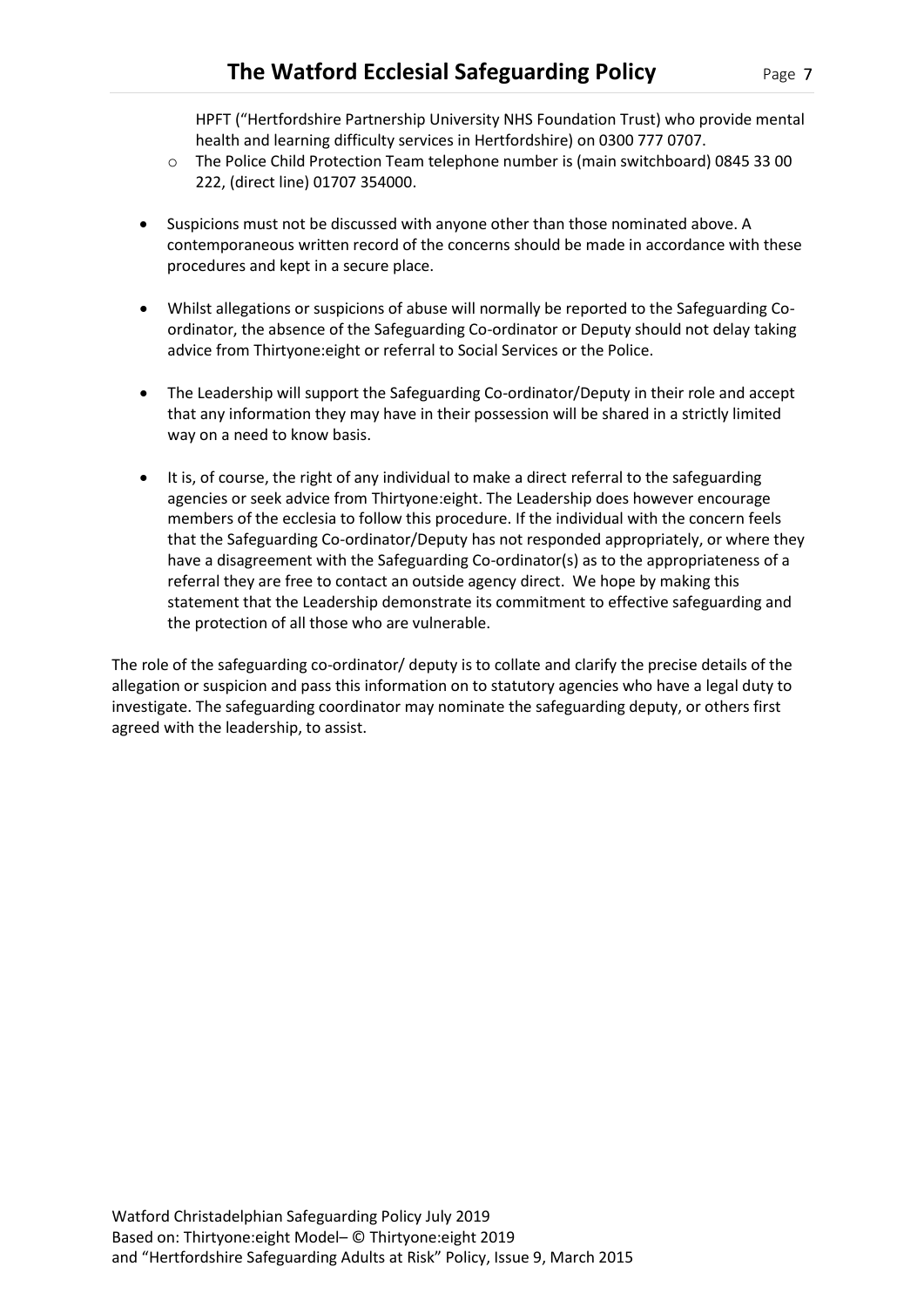HPFT ("Hertfordshire Partnership University NHS Foundation Trust) who provide mental health and learning difficulty services in Hertfordshire) on 0300 777 0707.
  - The Police Child Protection Team telephone number is (main switchboard) 0845 33 00 222, (direct line) 01707 354000.

- Suspicions must not be discussed with anyone other than those nominated above. A contemporaneous written record of the concerns should be made in accordance with these procedures and kept in a secure place.

- Whilst allegations or suspicions of abuse will normally be reported to the Safeguarding Co-ordinator, the absence of the Safeguarding Co-ordinator or Deputy should not delay taking advice from Thirtyone:eight or referral to Social Services or the Police.

- The Leadership will support the Safeguarding Co-ordinator/Deputy in their role and accept that any information they may have in their possession will be shared in a strictly limited way on a need to know basis.

- It is, of course, the right of any individual to make a direct referral to the safeguarding agencies or seek advice from Thirtyone:eight. The Leadership does however encourage members of the ecclesia to follow this procedure. If the individual with the concern feels that the Safeguarding Co-ordinator/Deputy has not responded appropriately, or where they have a disagreement with the Safeguarding Co-ordinator(s) as to the appropriateness of a referral they are free to contact an outside agency direct. We hope by making this statement that the Leadership demonstrate its commitment to effective safeguarding and the protection of all those who are vulnerable.

The role of the safeguarding co-ordinator/ deputy is to collate and clarify the precise details of the allegation or suspicion and pass this information on to statutory agencies who have a legal duty to investigate. The safeguarding coordinator may nominate the safeguarding deputy, or others first agreed with the leadership, to assist.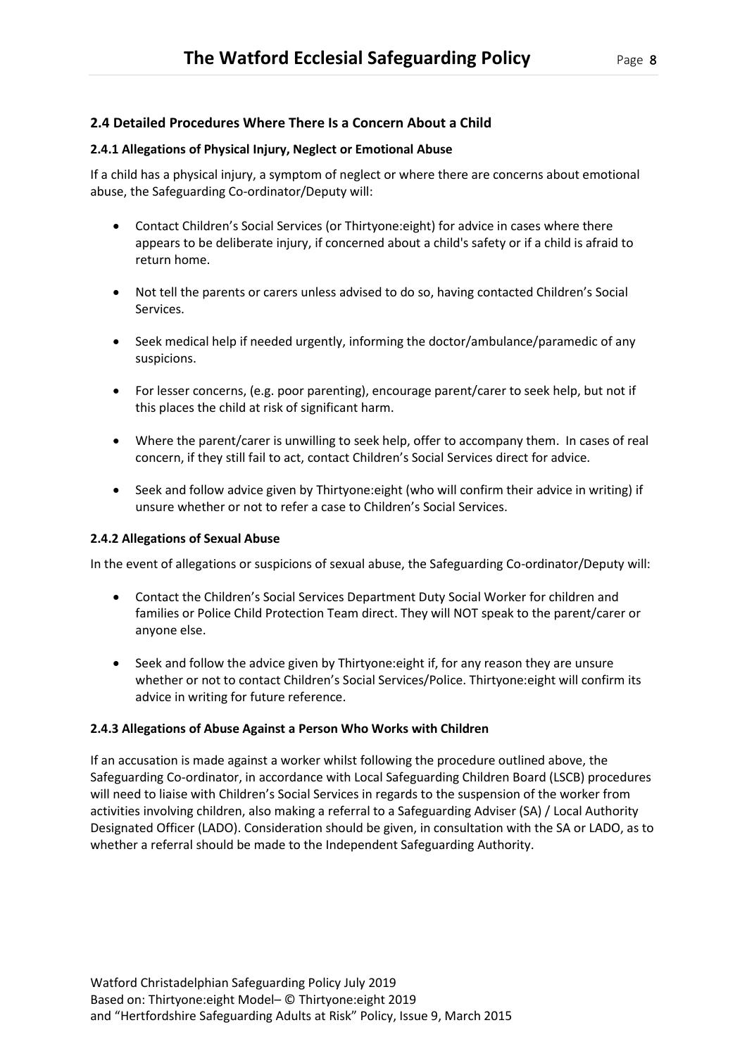## 2.4 Detailed Procedures Where There Is a Concern About a Child

### 2.4.1 Allegations of Physical Injury, Neglect or Emotional Abuse

If a child has a physical injury, a symptom of neglect or where there are concerns about emotional abuse, the Safeguarding Co-ordinator/Deputy will:

- Contact Children's Social Services (or Thirtyone:eight) for advice in cases where there appears to be deliberate injury, if concerned about a child's safety or if a child is afraid to return home.
- Not tell the parents or carers unless advised to do so, having contacted Children's Social Services.
- Seek medical help if needed urgently, informing the doctor/ambulance/paramedic of any suspicions.
- For lesser concerns, (e.g. poor parenting), encourage parent/carer to seek help, but not if this places the child at risk of significant harm.
- Where the parent/carer is unwilling to seek help, offer to accompany them. In cases of real concern, if they still fail to act, contact Children's Social Services direct for advice.
- Seek and follow advice given by Thirtyone:eight (who will confirm their advice in writing) if unsure whether or not to refer a case to Children's Social Services.

### 2.4.2 Allegations of Sexual Abuse

In the event of allegations or suspicions of sexual abuse, the Safeguarding Co-ordinator/Deputy will:

- Contact the Children's Social Services Department Duty Social Worker for children and families or Police Child Protection Team direct. They will NOT speak to the parent/carer or anyone else.
- Seek and follow the advice given by Thirtyone:eight if, for any reason they are unsure whether or not to contact Children's Social Services/Police. Thirtyone:eight will confirm its advice in writing for future reference.

### 2.4.3 Allegations of Abuse Against a Person Who Works with Children

If an accusation is made against a worker whilst following the procedure outlined above, the Safeguarding Co-ordinator, in accordance with Local Safeguarding Children Board (LSCB) procedures will need to liaise with Children's Social Services in regards to the suspension of the worker from activities involving children, also making a referral to a Safeguarding Adviser (SA) / Local Authority Designated Officer (LADO). Consideration should be given, in consultation with the SA or LADO, as to whether a referral should be made to the Independent Safeguarding Authority.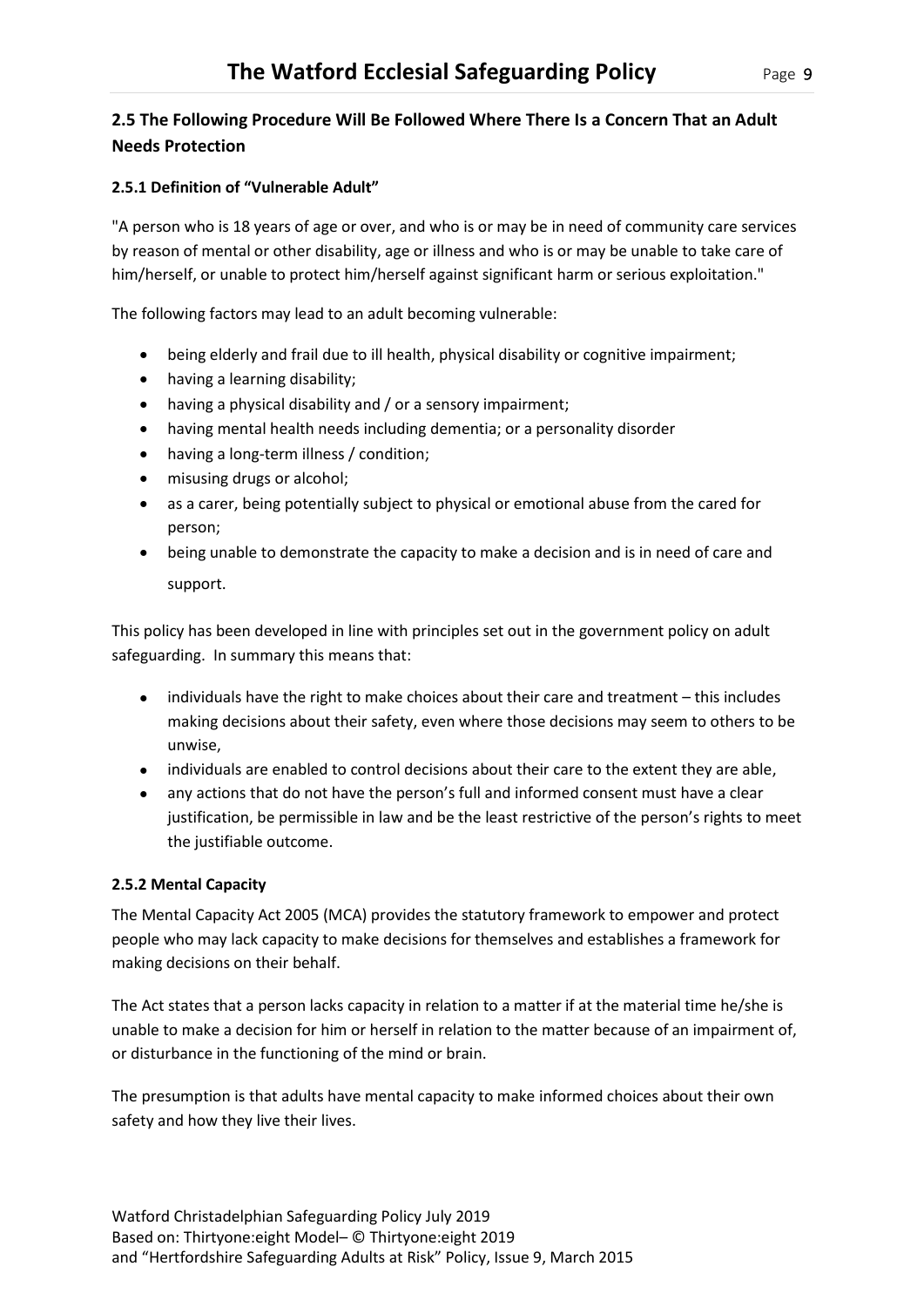## 2.5 The Following Procedure Will Be Followed Where There Is a Concern That an Adult Needs Protection

### 2.5.1 Definition of "Vulnerable Adult"

"A person who is 18 years of age or over, and who is or may be in need of community care services by reason of mental or other disability, age or illness and who is or may be unable to take care of him/herself, or unable to protect him/herself against significant harm or serious exploitation."

The following factors may lead to an adult becoming vulnerable:

- being elderly and frail due to ill health, physical disability or cognitive impairment;
- having a learning disability;
- having a physical disability and / or a sensory impairment;
- having mental health needs including dementia; or a personality disorder
- having a long-term illness / condition;
- misusing drugs or alcohol;
- as a carer, being potentially subject to physical or emotional abuse from the cared for person;
- being unable to demonstrate the capacity to make a decision and is in need of care and support.

This policy has been developed in line with principles set out in the government policy on adult safeguarding. In summary this means that:

- individuals have the right to make choices about their care and treatment – this includes making decisions about their safety, even where those decisions may seem to others to be unwise,
- individuals are enabled to control decisions about their care to the extent they are able,
- any actions that do not have the person's full and informed consent must have a clear justification, be permissible in law and be the least restrictive of the person's rights to meet the justifiable outcome.

### 2.5.2 Mental Capacity

The Mental Capacity Act 2005 (MCA) provides the statutory framework to empower and protect people who may lack capacity to make decisions for themselves and establishes a framework for making decisions on their behalf.

The Act states that a person lacks capacity in relation to a matter if at the material time he/she is unable to make a decision for him or herself in relation to the matter because of an impairment of, or disturbance in the functioning of the mind or brain.

The presumption is that adults have mental capacity to make informed choices about their own safety and how they live their lives.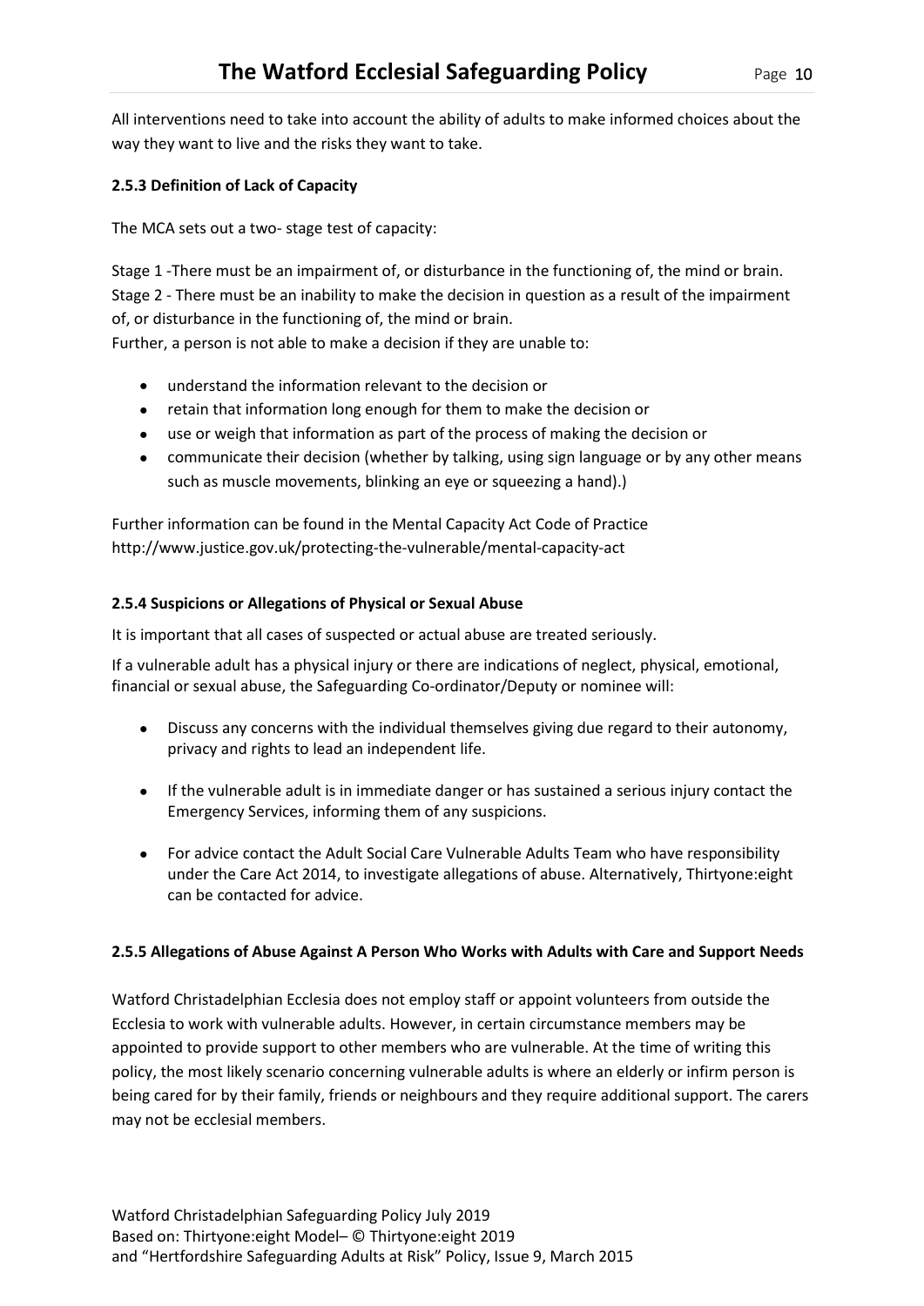All interventions need to take into account the ability of adults to make informed choices about the way they want to live and the risks they want to take.

#### 2.5.3 Definition of Lack of Capacity

The MCA sets out a two- stage test of capacity:

Stage 1 -There must be an impairment of, or disturbance in the functioning of, the mind or brain.
Stage 2 - There must be an inability to make the decision in question as a result of the impairment of, or disturbance in the functioning of, the mind or brain.
Further, a person is not able to make a decision if they are unable to:

- understand the information relevant to the decision or
- retain that information long enough for them to make the decision or
- use or weigh that information as part of the process of making the decision or
- communicate their decision (whether by talking, using sign language or by any other means such as muscle movements, blinking an eye or squeezing a hand).)

Further information can be found in the Mental Capacity Act Code of Practice http://www.justice.gov.uk/protecting-the-vulnerable/mental-capacity-act

#### 2.5.4 Suspicions or Allegations of Physical or Sexual Abuse

It is important that all cases of suspected or actual abuse are treated seriously.

If a vulnerable adult has a physical injury or there are indications of neglect, physical, emotional, financial or sexual abuse, the Safeguarding Co-ordinator/Deputy or nominee will:

- Discuss any concerns with the individual themselves giving due regard to their autonomy, privacy and rights to lead an independent life.
- If the vulnerable adult is in immediate danger or has sustained a serious injury contact the Emergency Services, informing them of any suspicions.
- For advice contact the Adult Social Care Vulnerable Adults Team who have responsibility under the Care Act 2014, to investigate allegations of abuse. Alternatively, Thirtyone:eight can be contacted for advice.

#### 2.5.5 Allegations of Abuse Against A Person Who Works with Adults with Care and Support Needs

Watford Christadelphian Ecclesia does not employ staff or appoint volunteers from outside the Ecclesia to work with vulnerable adults. However, in certain circumstance members may be appointed to provide support to other members who are vulnerable. At the time of writing this policy, the most likely scenario concerning vulnerable adults is where an elderly or infirm person is being cared for by their family, friends or neighbours and they require additional support. The carers may not be ecclesial members.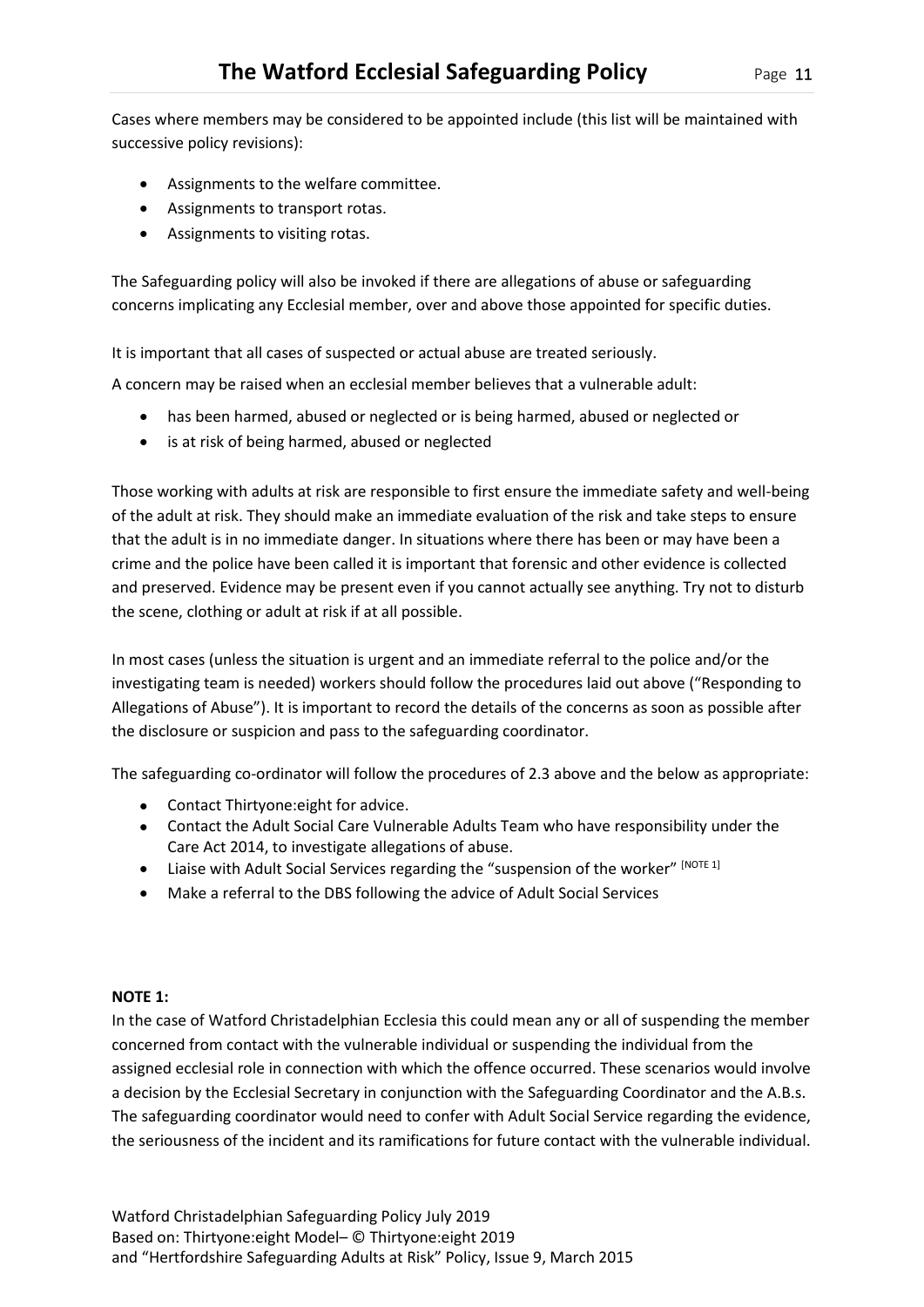Cases where members may be considered to be appointed include (this list will be maintained with successive policy revisions):

- Assignments to the welfare committee.
- Assignments to transport rotas.
- Assignments to visiting rotas.

The Safeguarding policy will also be invoked if there are allegations of abuse or safeguarding concerns implicating any Ecclesial member, over and above those appointed for specific duties.

It is important that all cases of suspected or actual abuse are treated seriously.

A concern may be raised when an ecclesial member believes that a vulnerable adult:

- has been harmed, abused or neglected or is being harmed, abused or neglected or
- is at risk of being harmed, abused or neglected

Those working with adults at risk are responsible to first ensure the immediate safety and well-being of the adult at risk. They should make an immediate evaluation of the risk and take steps to ensure that the adult is in no immediate danger. In situations where there has been or may have been a crime and the police have been called it is important that forensic and other evidence is collected and preserved. Evidence may be present even if you cannot actually see anything. Try not to disturb the scene, clothing or adult at risk if at all possible.

In most cases (unless the situation is urgent and an immediate referral to the police and/or the investigating team is needed) workers should follow the procedures laid out above ("Responding to Allegations of Abuse"). It is important to record the details of the concerns as soon as possible after the disclosure or suspicion and pass to the safeguarding coordinator.

The safeguarding co-ordinator will follow the procedures of 2.3 above and the below as appropriate:

- Contact Thirtyone:eight for advice.
- Contact the Adult Social Care Vulnerable Adults Team who have responsibility under the Care Act 2014, to investigate allegations of abuse.
- Liaise with Adult Social Services regarding the "suspension of the worker" [NOTE 1]
- Make a referral to the DBS following the advice of Adult Social Services

**NOTE 1:**

In the case of Watford Christadelphian Ecclesia this could mean any or all of suspending the member concerned from contact with the vulnerable individual or suspending the individual from the assigned ecclesial role in connection with which the offence occurred. These scenarios would involve a decision by the Ecclesial Secretary in conjunction with the Safeguarding Coordinator and the A.B.s. The safeguarding coordinator would need to confer with Adult Social Service regarding the evidence, the seriousness of the incident and its ramifications for future contact with the vulnerable individual.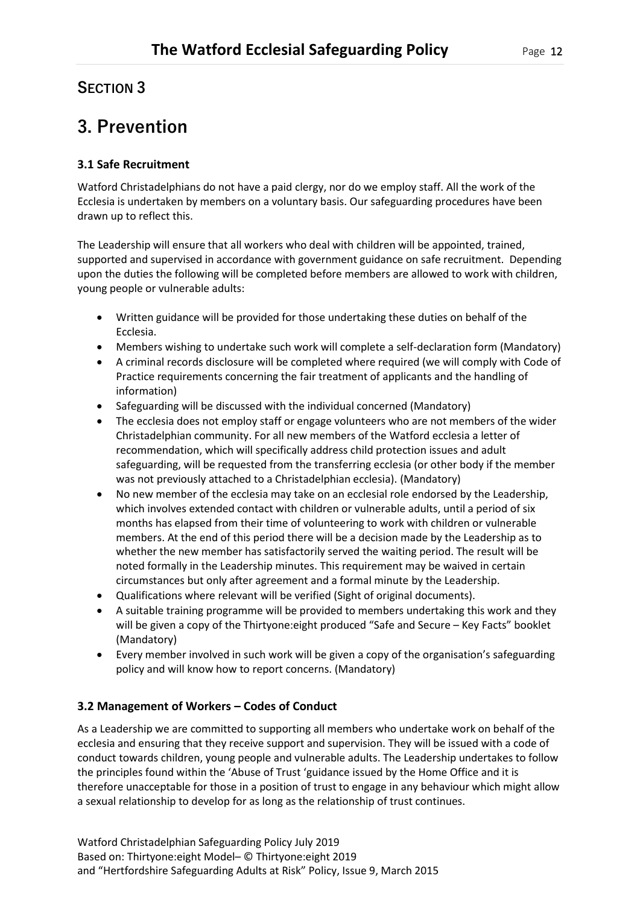## SECTION 3

# 3. Prevention

### 3.1 Safe Recruitment

Watford Christadelphians do not have a paid clergy, nor do we employ staff. All the work of the Ecclesia is undertaken by members on a voluntary basis. Our safeguarding procedures have been drawn up to reflect this.

The Leadership will ensure that all workers who deal with children will be appointed, trained, supported and supervised in accordance with government guidance on safe recruitment. Depending upon the duties the following will be completed before members are allowed to work with children, young people or vulnerable adults:

- Written guidance will be provided for those undertaking these duties on behalf of the Ecclesia.
- Members wishing to undertake such work will complete a self-declaration form (Mandatory)
- A criminal records disclosure will be completed where required (we will comply with Code of Practice requirements concerning the fair treatment of applicants and the handling of information)
- Safeguarding will be discussed with the individual concerned (Mandatory)
- The ecclesia does not employ staff or engage volunteers who are not members of the wider Christadelphian community. For all new members of the Watford ecclesia a letter of recommendation, which will specifically address child protection issues and adult safeguarding, will be requested from the transferring ecclesia (or other body if the member was not previously attached to a Christadelphian ecclesia). (Mandatory)
- No new member of the ecclesia may take on an ecclesial role endorsed by the Leadership, which involves extended contact with children or vulnerable adults, until a period of six months has elapsed from their time of volunteering to work with children or vulnerable members. At the end of this period there will be a decision made by the Leadership as to whether the new member has satisfactorily served the waiting period. The result will be noted formally in the Leadership minutes. This requirement may be waived in certain circumstances but only after agreement and a formal minute by the Leadership.
- Qualifications where relevant will be verified (Sight of original documents).
- A suitable training programme will be provided to members undertaking this work and they will be given a copy of the Thirtyone:eight produced "Safe and Secure – Key Facts" booklet (Mandatory)
- Every member involved in such work will be given a copy of the organisation's safeguarding policy and will know how to report concerns. (Mandatory)

### 3.2 Management of Workers – Codes of Conduct

As a Leadership we are committed to supporting all members who undertake work on behalf of the ecclesia and ensuring that they receive support and supervision. They will be issued with a code of conduct towards children, young people and vulnerable adults. The Leadership undertakes to follow the principles found within the 'Abuse of Trust 'guidance issued by the Home Office and it is therefore unacceptable for those in a position of trust to engage in any behaviour which might allow a sexual relationship to develop for as long as the relationship of trust continues.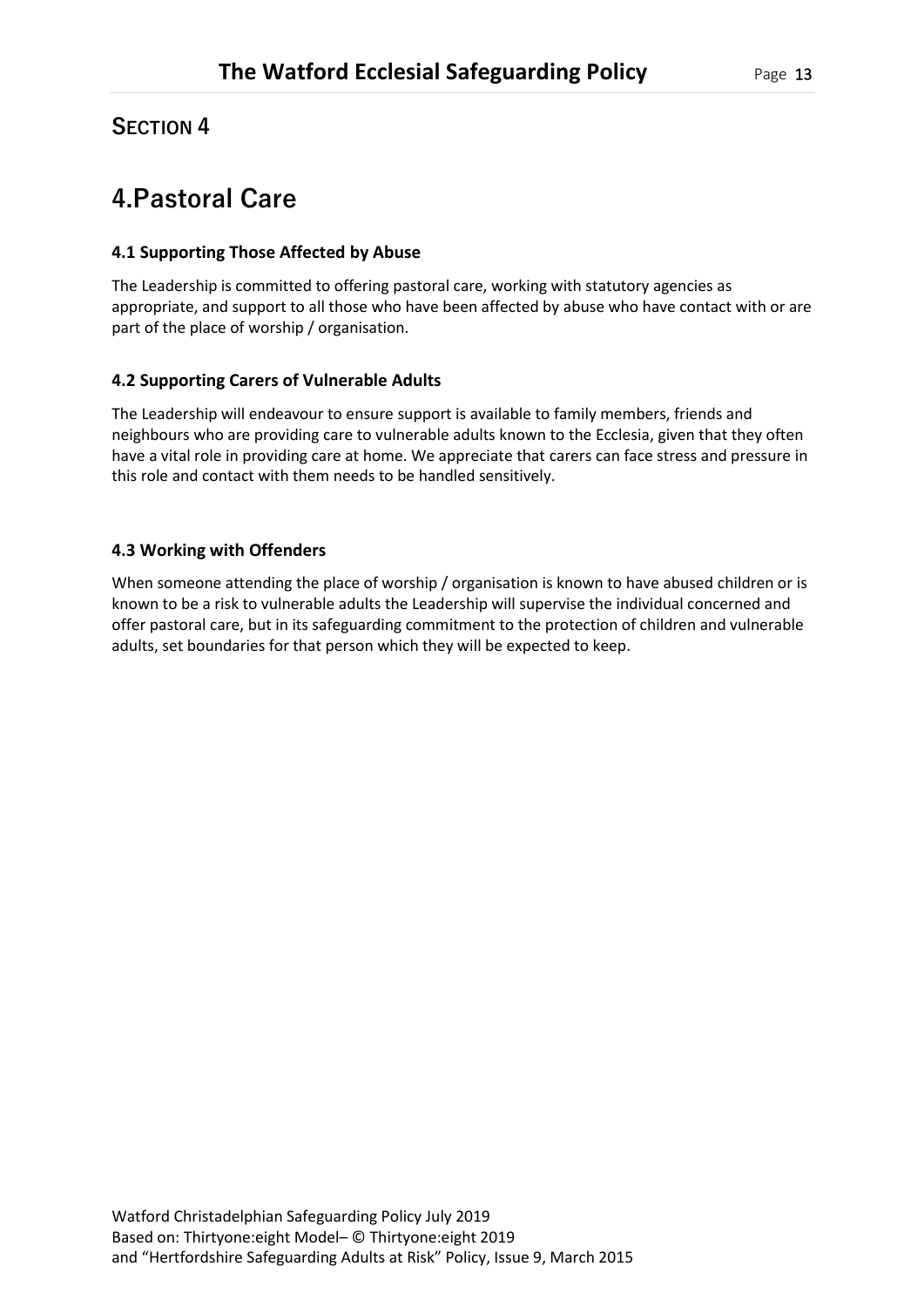## SECTION 4

# 4.Pastoral Care

### 4.1 Supporting Those Affected by Abuse

The Leadership is committed to offering pastoral care, working with statutory agencies as appropriate, and support to all those who have been affected by abuse who have contact with or are part of the place of worship / organisation.

### 4.2 Supporting Carers of Vulnerable Adults

The Leadership will endeavour to ensure support is available to family members, friends and neighbours who are providing care to vulnerable adults known to the Ecclesia, given that they often have a vital role in providing care at home. We appreciate that carers can face stress and pressure in this role and contact with them needs to be handled sensitively.

### 4.3 Working with Offenders

When someone attending the place of worship / organisation is known to have abused children or is known to be a risk to vulnerable adults the Leadership will supervise the individual concerned and offer pastoral care, but in its safeguarding commitment to the protection of children and vulnerable adults, set boundaries for that person which they will be expected to keep.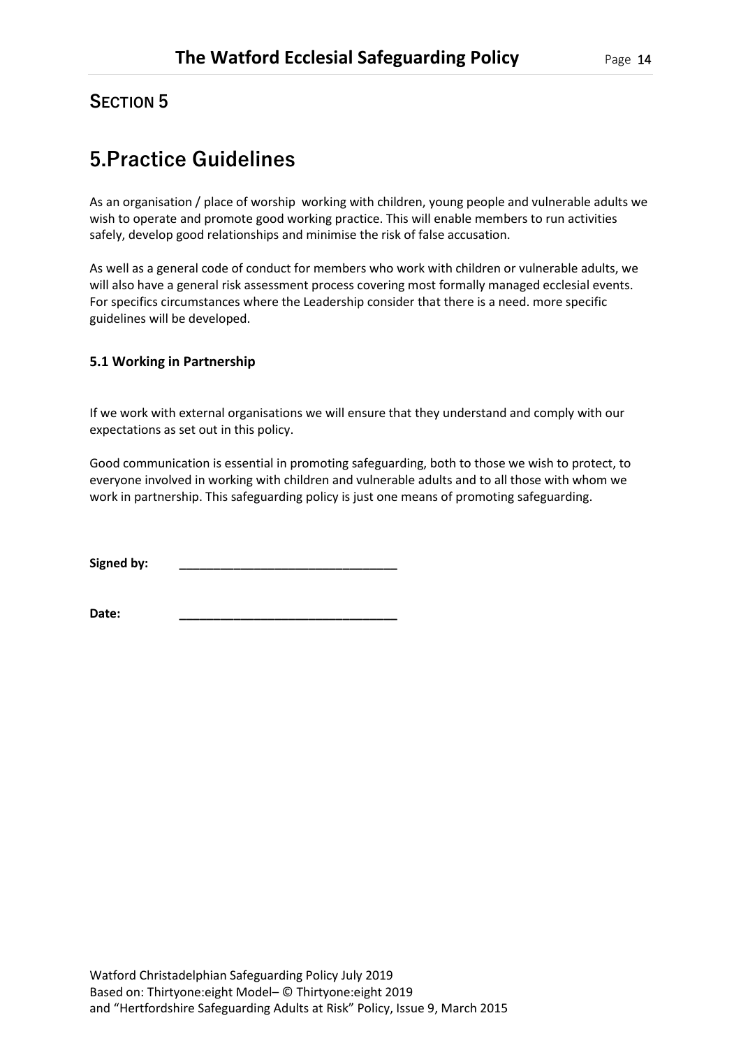## SECTION 5

# 5.Practice Guidelines

As an organisation / place of worship working with children, young people and vulnerable adults we wish to operate and promote good working practice. This will enable members to run activities safely, develop good relationships and minimise the risk of false accusation.

As well as a general code of conduct for members who work with children or vulnerable adults, we will also have a general risk assessment process covering most formally managed ecclesial events. For specifics circumstances where the Leadership consider that there is a need. more specific guidelines will be developed.

### 5.1 Working in Partnership

If we work with external organisations we will ensure that they understand and comply with our expectations as set out in this policy.

Good communication is essential in promoting safeguarding, both to those we wish to protect, to everyone involved in working with children and vulnerable adults and to all those with whom we work in partnership. This safeguarding policy is just one means of promoting safeguarding.

**Signed by:** ________________________________

**Date:** ________________________________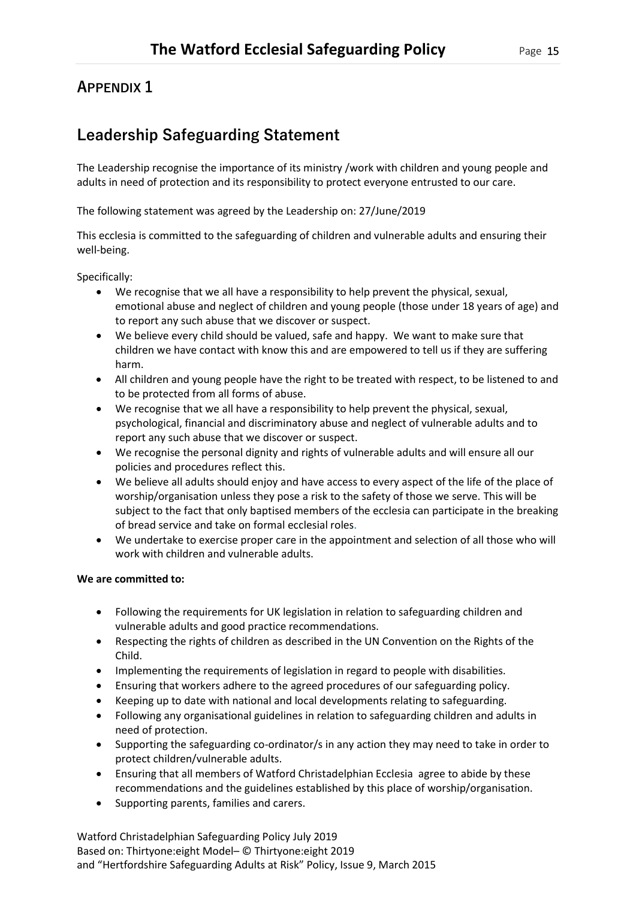# APPENDIX 1

## Leadership Safeguarding Statement

The Leadership recognise the importance of its ministry /work with children and young people and adults in need of protection and its responsibility to protect everyone entrusted to our care.

The following statement was agreed by the Leadership on: 27/June/2019

This ecclesia is committed to the safeguarding of children and vulnerable adults and ensuring their well-being.

Specifically:

- We recognise that we all have a responsibility to help prevent the physical, sexual, emotional abuse and neglect of children and young people (those under 18 years of age) and to report any such abuse that we discover or suspect.
- We believe every child should be valued, safe and happy. We want to make sure that children we have contact with know this and are empowered to tell us if they are suffering harm.
- All children and young people have the right to be treated with respect, to be listened to and to be protected from all forms of abuse.
- We recognise that we all have a responsibility to help prevent the physical, sexual, psychological, financial and discriminatory abuse and neglect of vulnerable adults and to report any such abuse that we discover or suspect.
- We recognise the personal dignity and rights of vulnerable adults and will ensure all our policies and procedures reflect this.
- We believe all adults should enjoy and have access to every aspect of the life of the place of worship/organisation unless they pose a risk to the safety of those we serve. This will be subject to the fact that only baptised members of the ecclesia can participate in the breaking of bread service and take on formal ecclesial roles.
- We undertake to exercise proper care in the appointment and selection of all those who will work with children and vulnerable adults.

**We are committed to:**

- Following the requirements for UK legislation in relation to safeguarding children and vulnerable adults and good practice recommendations.
- Respecting the rights of children as described in the UN Convention on the Rights of the Child.
- Implementing the requirements of legislation in regard to people with disabilities.
- Ensuring that workers adhere to the agreed procedures of our safeguarding policy.
- Keeping up to date with national and local developments relating to safeguarding.
- Following any organisational guidelines in relation to safeguarding children and adults in need of protection.
- Supporting the safeguarding co-ordinator/s in any action they may need to take in order to protect children/vulnerable adults.
- Ensuring that all members of Watford Christadelphian Ecclesia agree to abide by these recommendations and the guidelines established by this place of worship/organisation.
- Supporting parents, families and carers.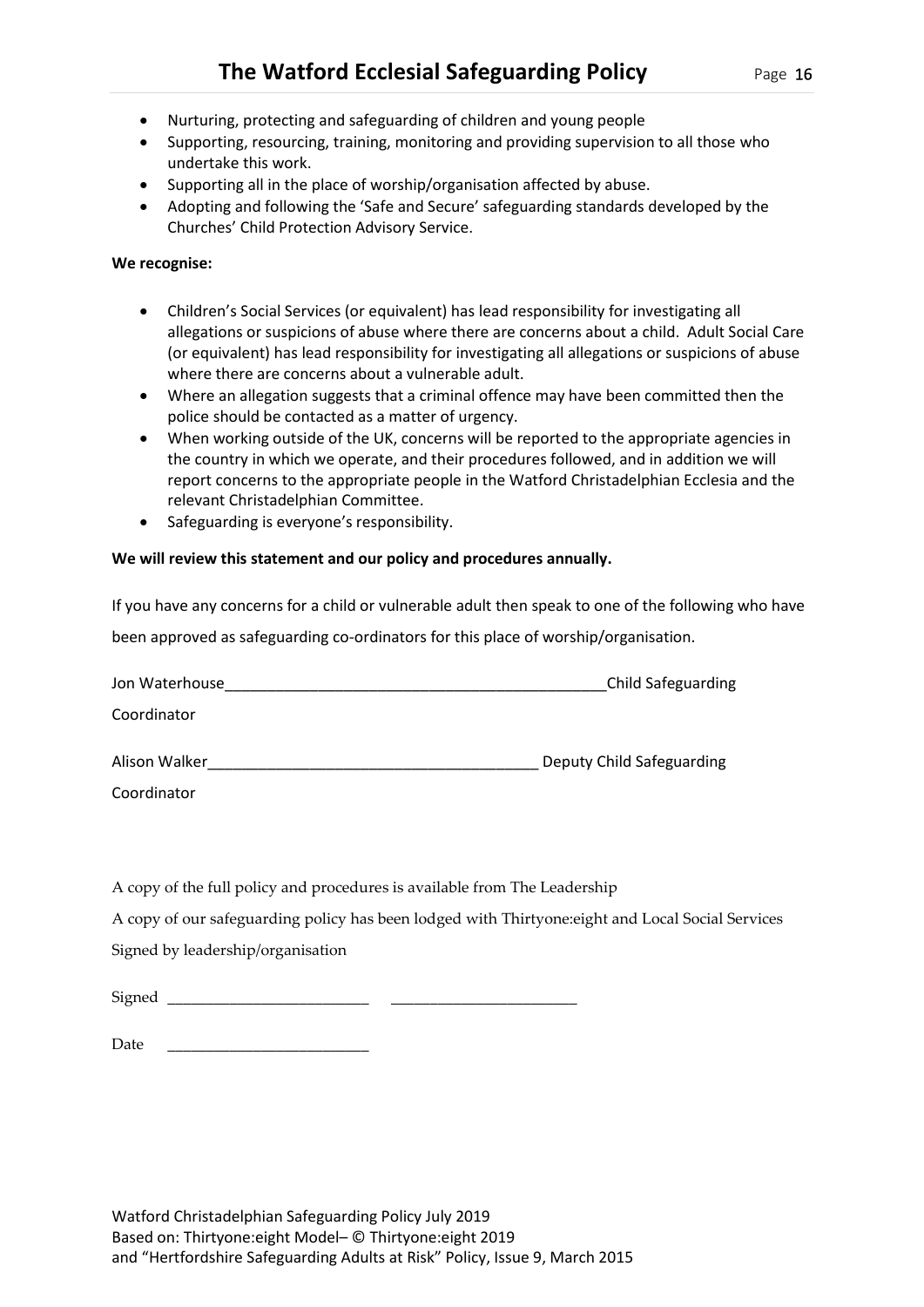- Nurturing, protecting and safeguarding of children and young people
- Supporting, resourcing, training, monitoring and providing supervision to all those who undertake this work.
- Supporting all in the place of worship/organisation affected by abuse.
- Adopting and following the 'Safe and Secure' safeguarding standards developed by the Churches' Child Protection Advisory Service.

**We recognise:**

- Children's Social Services (or equivalent) has lead responsibility for investigating all allegations or suspicions of abuse where there are concerns about a child. Adult Social Care (or equivalent) has lead responsibility for investigating all allegations or suspicions of abuse where there are concerns about a vulnerable adult.
- Where an allegation suggests that a criminal offence may have been committed then the police should be contacted as a matter of urgency.
- When working outside of the UK, concerns will be reported to the appropriate agencies in the country in which we operate, and their procedures followed, and in addition we will report concerns to the appropriate people in the Watford Christadelphian Ecclesia and the relevant Christadelphian Committee.
- Safeguarding is everyone's responsibility.

**We will review this statement and our policy and procedures annually.**

If you have any concerns for a child or vulnerable adult then speak to one of the following who have been approved as safeguarding co-ordinators for this place of worship/organisation.

Jon Waterhouse_______________________________________________Child Safeguarding Coordinator

Alison Walker_________________________________________ Deputy Child Safeguarding Coordinator

A copy of the full policy and procedures is available from The Leadership

A copy of our safeguarding policy has been lodged with Thirtyone:eight and Local Social Services

Signed by leadership/organisation

Signed _________________________ _______________________

Date _________________________

Watford Christadelphian Safeguarding Policy July 2019
Based on: Thirtyone:eight Model– © Thirtyone:eight 2019
and "Hertfordshire Safeguarding Adults at Risk" Policy, Issue 9, March 2015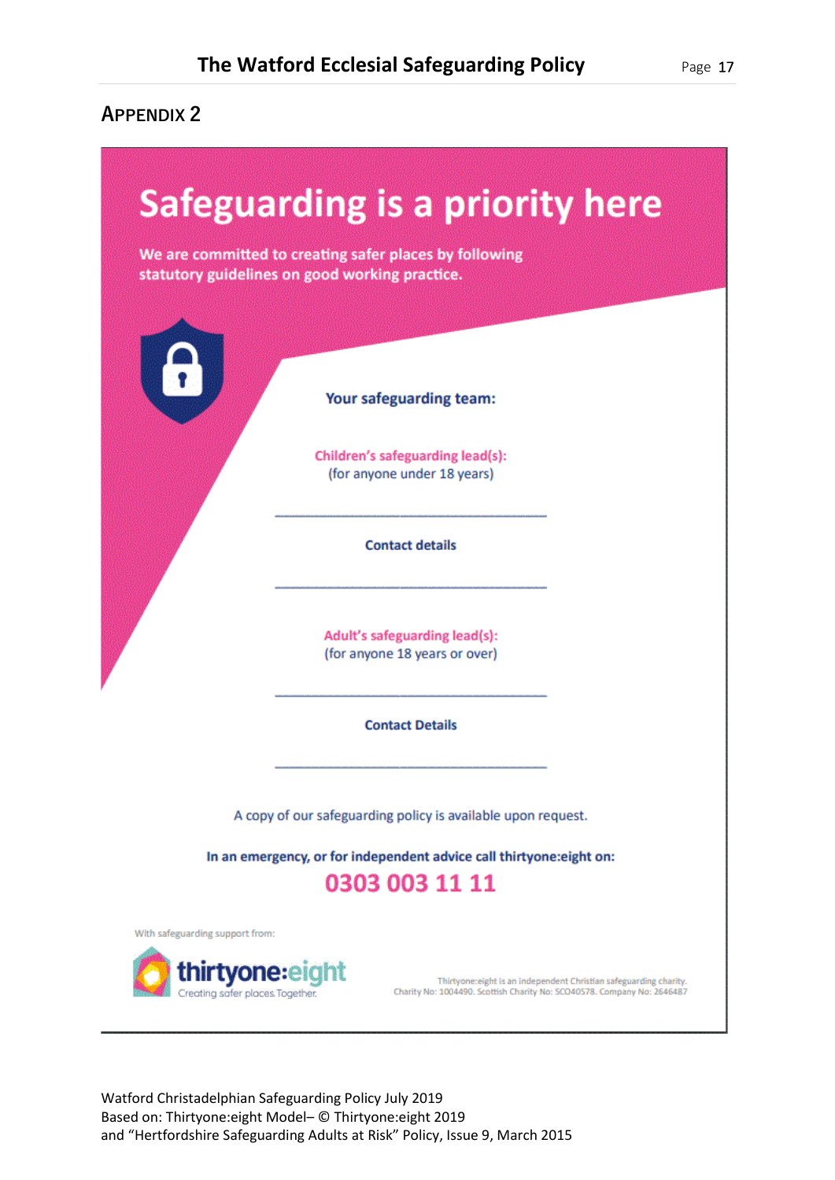## APPENDIX 2

# Safeguarding is a priority here

**We are committed to creating safer places by following statutory guidelines on good working practice.**

**Your safeguarding team:**

**Children's safeguarding lead(s):**
(for anyone under 18 years)

\_\_\_\_\_\_\_\_\_\_\_\_\_\_\_\_\_\_\_\_\_\_\_\_\_\_\_\_\_\_\_\_\_\_\_\_

**Contact details**

\_\_\_\_\_\_\_\_\_\_\_\_\_\_\_\_\_\_\_\_\_\_\_\_\_\_\_\_\_\_\_\_\_\_\_\_

**Adult's safeguarding lead(s):**
(for anyone 18 years or over)

\_\_\_\_\_\_\_\_\_\_\_\_\_\_\_\_\_\_\_\_\_\_\_\_\_\_\_\_\_\_\_\_\_\_\_\_

**Contact Details**

\_\_\_\_\_\_\_\_\_\_\_\_\_\_\_\_\_\_\_\_\_\_\_\_\_\_\_\_\_\_\_\_\_\_\_\_

A copy of our safeguarding policy is available upon request.

**In an emergency, or for independent advice call thirtyone:eight on:**

**0303 003 11 11**

With safeguarding support from:

**thirtyone:eight**
Creating safer places. Together.

Thirtyone:eight is an independent Christian safeguarding charity.
Charity No: 1004490. Scottish Charity No: SCO40578. Company No: 2646487

Watford Christadelphian Safeguarding Policy July 2019
Based on: Thirtyone:eight Model– © Thirtyone:eight 2019
and "Hertfordshire Safeguarding Adults at Risk" Policy, Issue 9, March 2015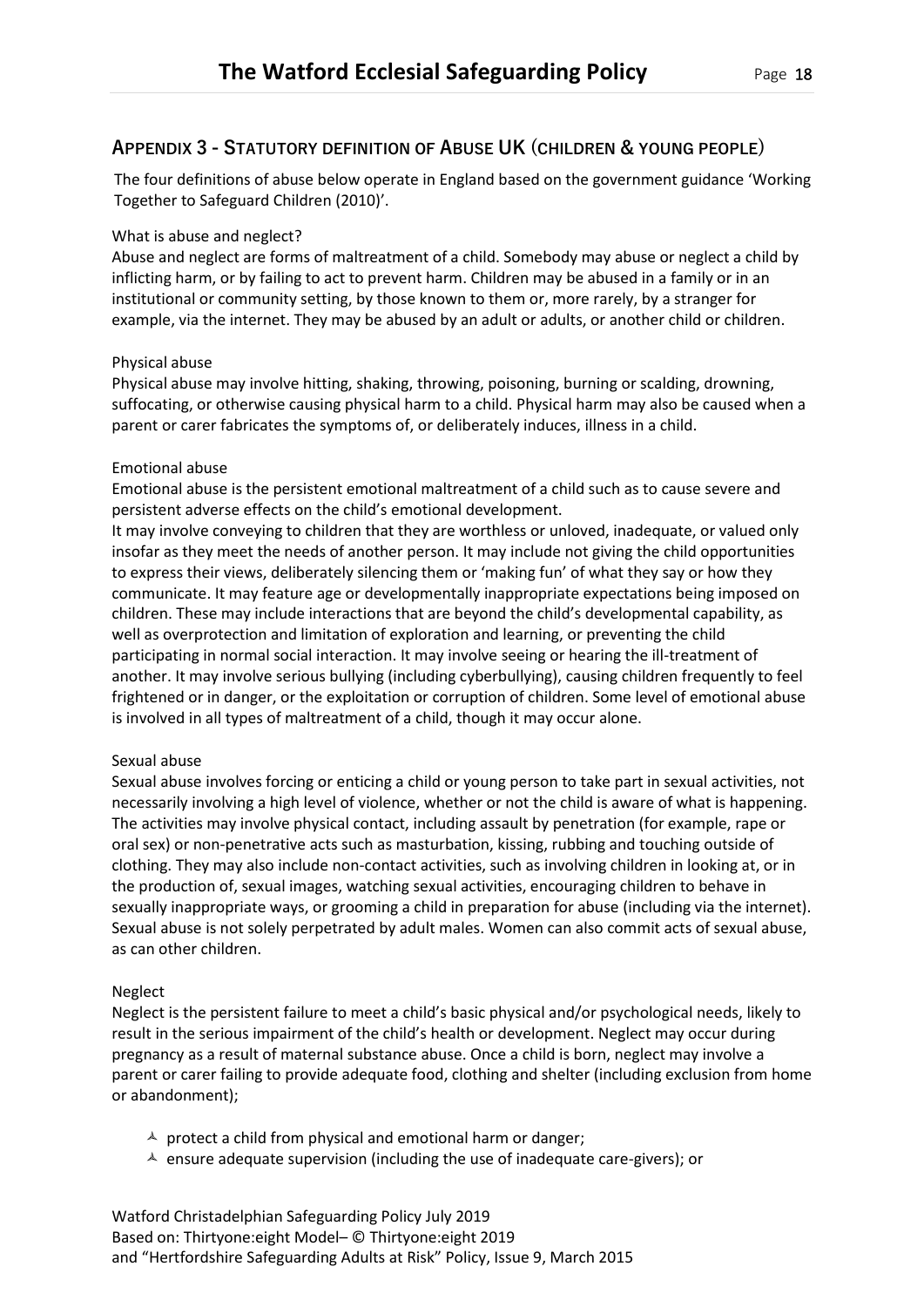## Appendix 3 - Statutory definition of Abuse UK (children & young people)

The four definitions of abuse below operate in England based on the government guidance 'Working Together to Safeguard Children (2010)'.

What is abuse and neglect?

Abuse and neglect are forms of maltreatment of a child. Somebody may abuse or neglect a child by inflicting harm, or by failing to act to prevent harm. Children may be abused in a family or in an institutional or community setting, by those known to them or, more rarely, by a stranger for example, via the internet. They may be abused by an adult or adults, or another child or children.

Physical abuse

Physical abuse may involve hitting, shaking, throwing, poisoning, burning or scalding, drowning, suffocating, or otherwise causing physical harm to a child. Physical harm may also be caused when a parent or carer fabricates the symptoms of, or deliberately induces, illness in a child.

Emotional abuse

Emotional abuse is the persistent emotional maltreatment of a child such as to cause severe and persistent adverse effects on the child's emotional development.

It may involve conveying to children that they are worthless or unloved, inadequate, or valued only insofar as they meet the needs of another person. It may include not giving the child opportunities to express their views, deliberately silencing them or 'making fun' of what they say or how they communicate. It may feature age or developmentally inappropriate expectations being imposed on children. These may include interactions that are beyond the child's developmental capability, as well as overprotection and limitation of exploration and learning, or preventing the child participating in normal social interaction. It may involve seeing or hearing the ill-treatment of another. It may involve serious bullying (including cyberbullying), causing children frequently to feel frightened or in danger, or the exploitation or corruption of children. Some level of emotional abuse is involved in all types of maltreatment of a child, though it may occur alone.

Sexual abuse

Sexual abuse involves forcing or enticing a child or young person to take part in sexual activities, not necessarily involving a high level of violence, whether or not the child is aware of what is happening. The activities may involve physical contact, including assault by penetration (for example, rape or oral sex) or non-penetrative acts such as masturbation, kissing, rubbing and touching outside of clothing. They may also include non-contact activities, such as involving children in looking at, or in the production of, sexual images, watching sexual activities, encouraging children to behave in sexually inappropriate ways, or grooming a child in preparation for abuse (including via the internet). Sexual abuse is not solely perpetrated by adult males. Women can also commit acts of sexual abuse, as can other children.

Neglect

Neglect is the persistent failure to meet a child's basic physical and/or psychological needs, likely to result in the serious impairment of the child's health or development. Neglect may occur during pregnancy as a result of maternal substance abuse. Once a child is born, neglect may involve a parent or carer failing to provide adequate food, clothing and shelter (including exclusion from home or abandonment);

- protect a child from physical and emotional harm or danger;
- ensure adequate supervision (including the use of inadequate care-givers); or

Watford Christadelphian Safeguarding Policy July 2019
Based on: Thirtyone:eight Model– © Thirtyone:eight 2019
and "Hertfordshire Safeguarding Adults at Risk" Policy, Issue 9, March 2015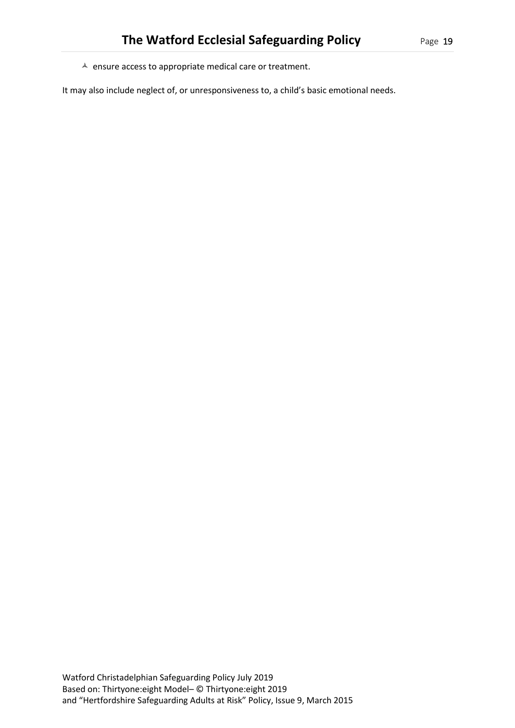- ensure access to appropriate medical care or treatment.

It may also include neglect of, or unresponsiveness to, a child's basic emotional needs.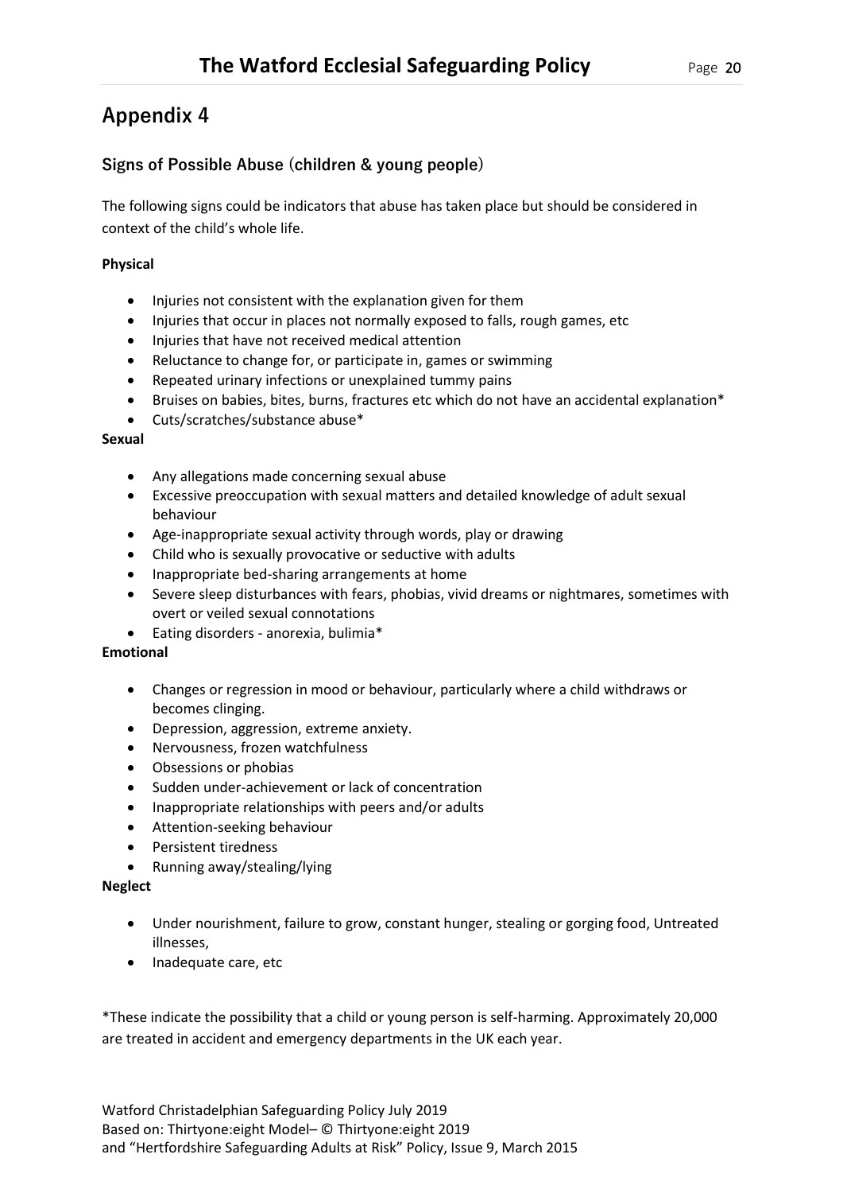# Appendix 4

## Signs of Possible Abuse (children & young people)

The following signs could be indicators that abuse has taken place but should be considered in context of the child's whole life.

**Physical**

- Injuries not consistent with the explanation given for them
- Injuries that occur in places not normally exposed to falls, rough games, etc
- Injuries that have not received medical attention
- Reluctance to change for, or participate in, games or swimming
- Repeated urinary infections or unexplained tummy pains
- Bruises on babies, bites, burns, fractures etc which do not have an accidental explanation*
- Cuts/scratches/substance abuse*

**Sexual**

- Any allegations made concerning sexual abuse
- Excessive preoccupation with sexual matters and detailed knowledge of adult sexual behaviour
- Age-inappropriate sexual activity through words, play or drawing
- Child who is sexually provocative or seductive with adults
- Inappropriate bed-sharing arrangements at home
- Severe sleep disturbances with fears, phobias, vivid dreams or nightmares, sometimes with overt or veiled sexual connotations
- Eating disorders - anorexia, bulimia*

**Emotional**

- Changes or regression in mood or behaviour, particularly where a child withdraws or becomes clinging.
- Depression, aggression, extreme anxiety.
- Nervousness, frozen watchfulness
- Obsessions or phobias
- Sudden under-achievement or lack of concentration
- Inappropriate relationships with peers and/or adults
- Attention-seeking behaviour
- Persistent tiredness
- Running away/stealing/lying

**Neglect**

- Under nourishment, failure to grow, constant hunger, stealing or gorging food, Untreated illnesses,
- Inadequate care, etc

*These indicate the possibility that a child or young person is self-harming. Approximately 20,000 are treated in accident and emergency departments in the UK each year.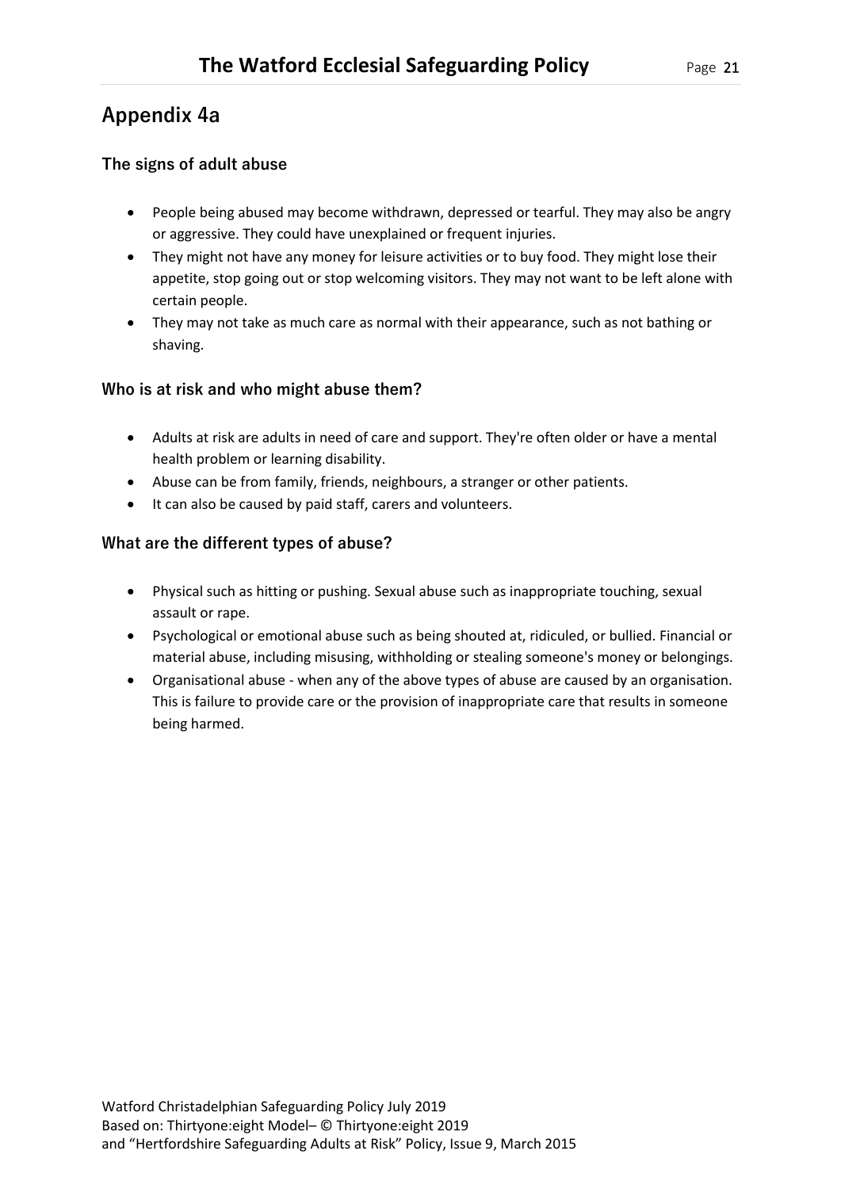## Appendix 4a

### The signs of adult abuse

- People being abused may become withdrawn, depressed or tearful. They may also be angry or aggressive. They could have unexplained or frequent injuries.
- They might not have any money for leisure activities or to buy food. They might lose their appetite, stop going out or stop welcoming visitors. They may not want to be left alone with certain people.
- They may not take as much care as normal with their appearance, such as not bathing or shaving.

### Who is at risk and who might abuse them?

- Adults at risk are adults in need of care and support. They're often older or have a mental health problem or learning disability.
- Abuse can be from family, friends, neighbours, a stranger or other patients.
- It can also be caused by paid staff, carers and volunteers.

### What are the different types of abuse?

- Physical such as hitting or pushing. Sexual abuse such as inappropriate touching, sexual assault or rape.
- Psychological or emotional abuse such as being shouted at, ridiculed, or bullied. Financial or material abuse, including misusing, withholding or stealing someone's money or belongings.
- Organisational abuse - when any of the above types of abuse are caused by an organisation. This is failure to provide care or the provision of inappropriate care that results in someone being harmed.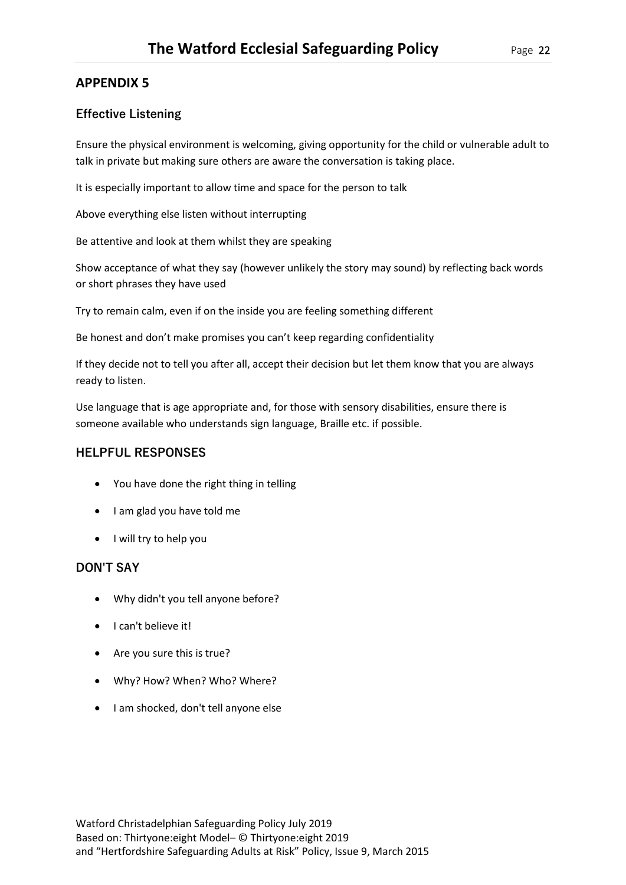## APPENDIX 5

### Effective Listening

Ensure the physical environment is welcoming, giving opportunity for the child or vulnerable adult to talk in private but making sure others are aware the conversation is taking place.

It is especially important to allow time and space for the person to talk

Above everything else listen without interrupting

Be attentive and look at them whilst they are speaking

Show acceptance of what they say (however unlikely the story may sound) by reflecting back words or short phrases they have used

Try to remain calm, even if on the inside you are feeling something different

Be honest and don't make promises you can't keep regarding confidentiality

If they decide not to tell you after all, accept their decision but let them know that you are always ready to listen.

Use language that is age appropriate and, for those with sensory disabilities, ensure there is someone available who understands sign language, Braille etc. if possible.

### HELPFUL RESPONSES

- You have done the right thing in telling
- I am glad you have told me
- I will try to help you

### DON'T SAY

- Why didn't you tell anyone before?
- I can't believe it!
- Are you sure this is true?
- Why? How? When? Who? Where?
- I am shocked, don't tell anyone else

Watford Christadelphian Safeguarding Policy July 2019
Based on: Thirtyone:eight Model– © Thirtyone:eight 2019
and "Hertfordshire Safeguarding Adults at Risk" Policy, Issue 9, March 2015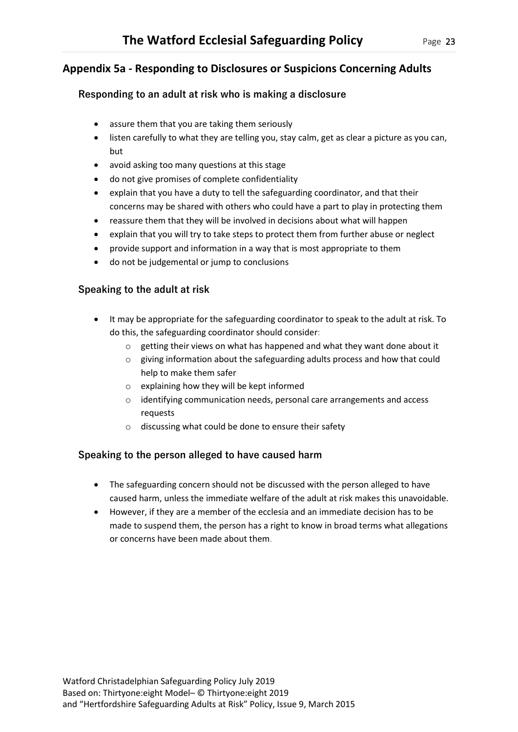## Appendix 5a - Responding to Disclosures or Suspicions Concerning Adults

### Responding to an adult at risk who is making a disclosure

- assure them that you are taking them seriously
- listen carefully to what they are telling you, stay calm, get as clear a picture as you can, but
- avoid asking too many questions at this stage
- do not give promises of complete confidentiality
- explain that you have a duty to tell the safeguarding coordinator, and that their concerns may be shared with others who could have a part to play in protecting them
- reassure them that they will be involved in decisions about what will happen
- explain that you will try to take steps to protect them from further abuse or neglect
- provide support and information in a way that is most appropriate to them
- do not be judgemental or jump to conclusions

### Speaking to the adult at risk

- It may be appropriate for the safeguarding coordinator to speak to the adult at risk. To do this, the safeguarding coordinator should consider:
    - getting their views on what has happened and what they want done about it
    - giving information about the safeguarding adults process and how that could help to make them safer
    - explaining how they will be kept informed
    - identifying communication needs, personal care arrangements and access requests
    - discussing what could be done to ensure their safety

### Speaking to the person alleged to have caused harm

- The safeguarding concern should not be discussed with the person alleged to have caused harm, unless the immediate welfare of the adult at risk makes this unavoidable.
- However, if they are a member of the ecclesia and an immediate decision has to be made to suspend them, the person has a right to know in broad terms what allegations or concerns have been made about them.

Watford Christadelphian Safeguarding Policy July 2019
Based on: Thirtyone:eight Model– © Thirtyone:eight 2019
and "Hertfordshire Safeguarding Adults at Risk" Policy, Issue 9, March 2015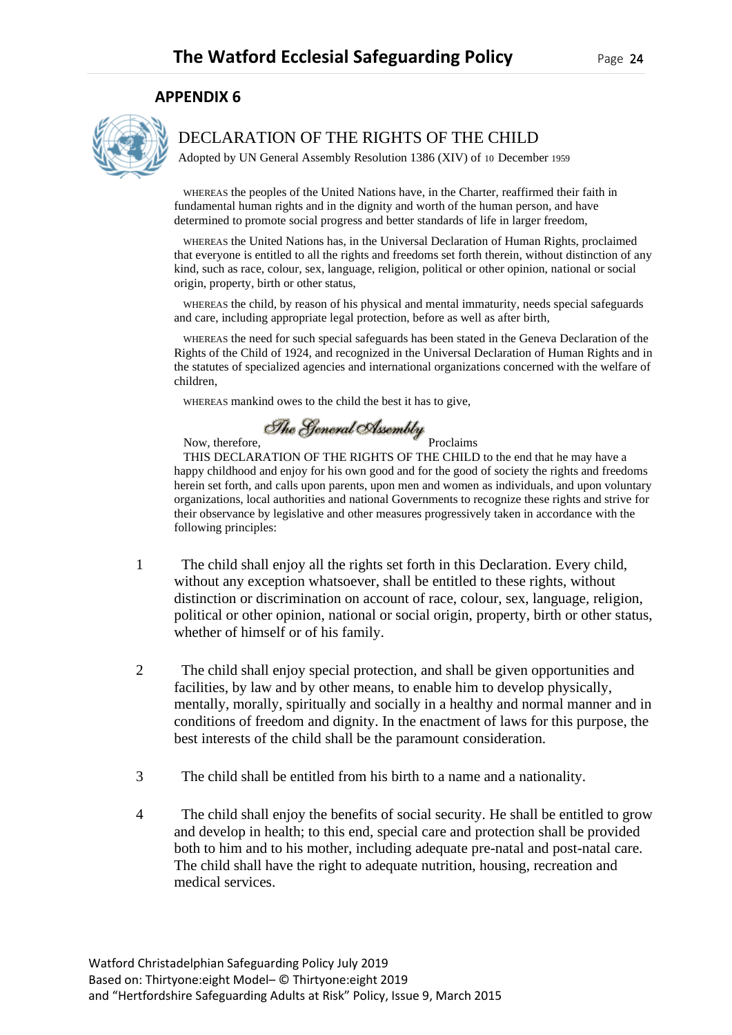## APPENDIX 6

# DECLARATION OF THE RIGHTS OF THE CHILD

Adopted by UN General Assembly Resolution 1386 (XIV) of 10 December 1959

WHEREAS the peoples of the United Nations have, in the Charter, reaffirmed their faith in fundamental human rights and in the dignity and worth of the human person, and have determined to promote social progress and better standards of life in larger freedom,

WHEREAS the United Nations has, in the Universal Declaration of Human Rights, proclaimed that everyone is entitled to all the rights and freedoms set forth therein, without distinction of any kind, such as race, colour, sex, language, religion, political or other opinion, national or social origin, property, birth or other status,

WHEREAS the child, by reason of his physical and mental immaturity, needs special safeguards and care, including appropriate legal protection, before as well as after birth,

WHEREAS the need for such special safeguards has been stated in the Geneva Declaration of the Rights of the Child of 1924, and recognized in the Universal Declaration of Human Rights and in the statutes of specialized agencies and international organizations concerned with the welfare of children,

WHEREAS mankind owes to the child the best it has to give,

Now, therefore, *The General Assembly* Proclaims

THIS DECLARATION OF THE RIGHTS OF THE CHILD to the end that he may have a happy childhood and enjoy for his own good and for the good of society the rights and freedoms herein set forth, and calls upon parents, upon men and women as individuals, and upon voluntary organizations, local authorities and national Governments to recognize these rights and strive for their observance by legislative and other measures progressively taken in accordance with the following principles:

1. The child shall enjoy all the rights set forth in this Declaration. Every child, without any exception whatsoever, shall be entitled to these rights, without distinction or discrimination on account of race, colour, sex, language, religion, political or other opinion, national or social origin, property, birth or other status, whether of himself or of his family.

2. The child shall enjoy special protection, and shall be given opportunities and facilities, by law and by other means, to enable him to develop physically, mentally, morally, spiritually and socially in a healthy and normal manner and in conditions of freedom and dignity. In the enactment of laws for this purpose, the best interests of the child shall be the paramount consideration.

3. The child shall be entitled from his birth to a name and a nationality.

4. The child shall enjoy the benefits of social security. He shall be entitled to grow and develop in health; to this end, special care and protection shall be provided both to him and to his mother, including adequate pre-natal and post-natal care. The child shall have the right to adequate nutrition, housing, recreation and medical services.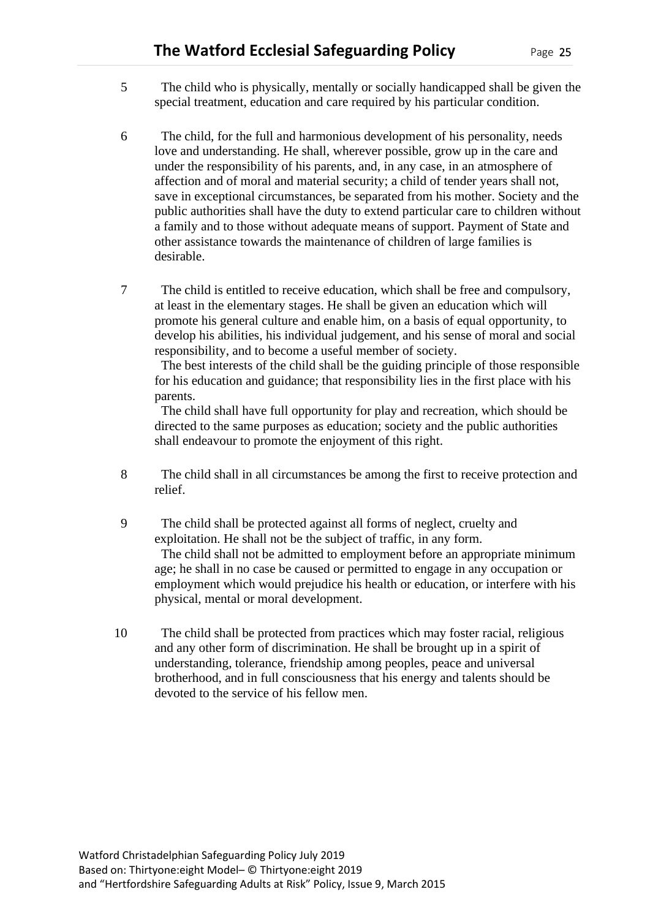5 The child who is physically, mentally or socially handicapped shall be given the special treatment, education and care required by his particular condition.

6 The child, for the full and harmonious development of his personality, needs love and understanding. He shall, wherever possible, grow up in the care and under the responsibility of his parents, and, in any case, in an atmosphere of affection and of moral and material security; a child of tender years shall not, save in exceptional circumstances, be separated from his mother. Society and the public authorities shall have the duty to extend particular care to children without a family and to those without adequate means of support. Payment of State and other assistance towards the maintenance of children of large families is desirable.

7 The child is entitled to receive education, which shall be free and compulsory, at least in the elementary stages. He shall be given an education which will promote his general culture and enable him, on a basis of equal opportunity, to develop his abilities, his individual judgement, and his sense of moral and social responsibility, and to become a useful member of society.
The best interests of the child shall be the guiding principle of those responsible for his education and guidance; that responsibility lies in the first place with his parents.
The child shall have full opportunity for play and recreation, which should be directed to the same purposes as education; society and the public authorities shall endeavour to promote the enjoyment of this right.

8 The child shall in all circumstances be among the first to receive protection and relief.

9 The child shall be protected against all forms of neglect, cruelty and exploitation. He shall not be the subject of traffic, in any form.
The child shall not be admitted to employment before an appropriate minimum age; he shall in no case be caused or permitted to engage in any occupation or employment which would prejudice his health or education, or interfere with his physical, mental or moral development.

10 The child shall be protected from practices which may foster racial, religious and any other form of discrimination. He shall be brought up in a spirit of understanding, tolerance, friendship among peoples, peace and universal brotherhood, and in full consciousness that his energy and talents should be devoted to the service of his fellow men.